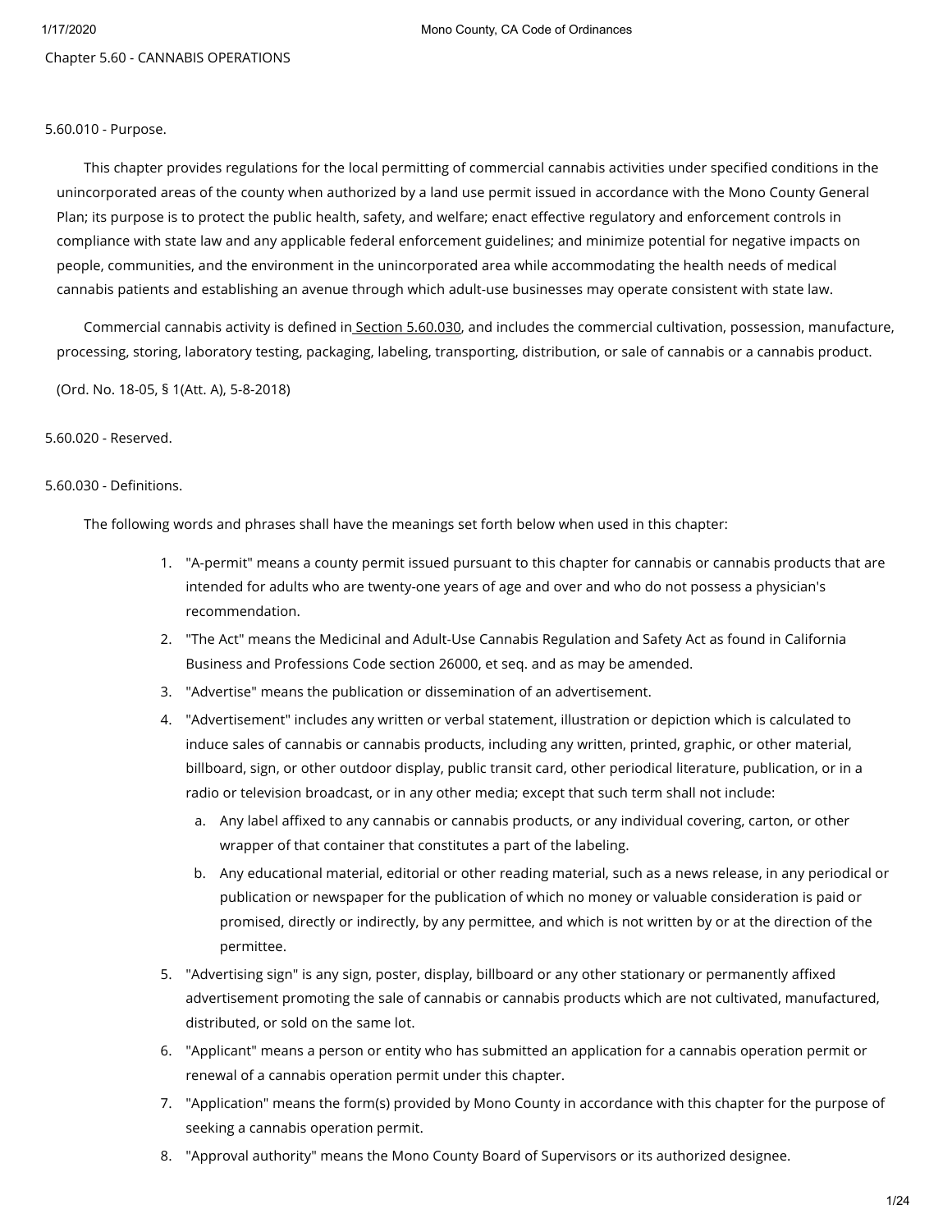## Chapter 5.60 - CANNABIS OPERATIONS

### 5.60.010 - Purpose.

This chapter provides regulations for the local permitting of commercial cannabis activities under specified conditions in the unincorporated areas of the county when authorized by a land use permit issued in accordance with the Mono County General Plan; its purpose is to protect the public health, safety, and welfare; enact effective regulatory and enforcement controls in compliance with state law and any applicable federal enforcement guidelines; and minimize potential for negative impacts on people, communities, and the environment in the unincorporated area while accommodating the health needs of medical cannabis patients and establishing an avenue through which adult-use businesses may operate consistent with state law.

Commercial cannabis activity is defined in Section 5.60.030, and includes the commercial cultivation, possession, manufacture, processing, storing, laboratory testing, packaging, labeling, transporting, distribution, or sale of cannabis or a cannabis product.

(Ord. No. 18-05, § 1(Att. A), 5-8-2018)

### 5.60.020 - Reserved.

### 5.60.030 - Definitions.

The following words and phrases shall have the meanings set forth below when used in this chapter:

1. "A-permit" means a county permit issued pursuant to this chapter for cannabis or cannabis products that are intended for adults who are twenty-one years of age and over and who do not possess a physician's recommendation.
2. "The Act" means the Medicinal and Adult-Use Cannabis Regulation and Safety Act as found in California Business and Professions Code section 26000, et seq. and as may be amended.
3. "Advertise" means the publication or dissemination of an advertisement.
4. "Advertisement" includes any written or verbal statement, illustration or depiction which is calculated to induce sales of cannabis or cannabis products, including any written, printed, graphic, or other material, billboard, sign, or other outdoor display, public transit card, other periodical literature, publication, or in a radio or television broadcast, or in any other media; except that such term shall not include:
   a. Any label affixed to any cannabis or cannabis products, or any individual covering, carton, or other wrapper of that container that constitutes a part of the labeling.
   b. Any educational material, editorial or other reading material, such as a news release, in any periodical or publication or newspaper for the publication of which no money or valuable consideration is paid or promised, directly or indirectly, by any permittee, and which is not written by or at the direction of the permittee.
5. "Advertising sign" is any sign, poster, display, billboard or any other stationary or permanently affixed advertisement promoting the sale of cannabis or cannabis products which are not cultivated, manufactured, distributed, or sold on the same lot.
6. "Applicant" means a person or entity who has submitted an application for a cannabis operation permit or renewal of a cannabis operation permit under this chapter.
7. "Application" means the form(s) provided by Mono County in accordance with this chapter for the purpose of seeking a cannabis operation permit.
8. "Approval authority" means the Mono County Board of Supervisors or its authorized designee.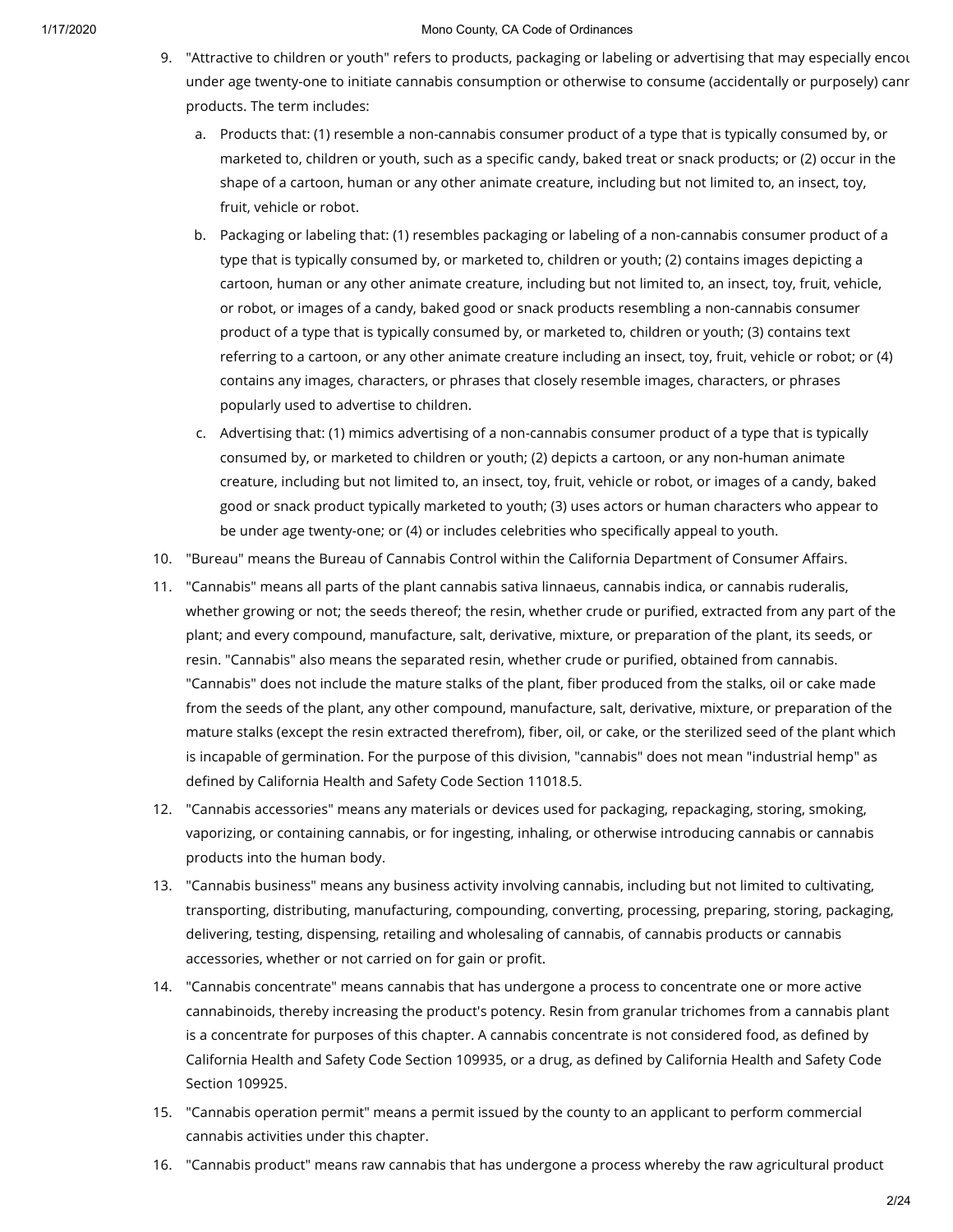9. "Attractive to children or youth" refers to products, packaging or labeling or advertising that may especially encou under age twenty-one to initiate cannabis consumption or otherwise to consume (accidentally or purposely) canr products. The term includes:
   a. Products that: (1) resemble a non-cannabis consumer product of a type that is typically consumed by, or marketed to, children or youth, such as a specific candy, baked treat or snack products; or (2) occur in the shape of a cartoon, human or any other animate creature, including but not limited to, an insect, toy, fruit, vehicle or robot.
   b. Packaging or labeling that: (1) resembles packaging or labeling of a non-cannabis consumer product of a type that is typically consumed by, or marketed to, children or youth; (2) contains images depicting a cartoon, human or any other animate creature, including but not limited to, an insect, toy, fruit, vehicle, or robot, or images of a candy, baked good or snack products resembling a non-cannabis consumer product of a type that is typically consumed by, or marketed to, children or youth; (3) contains text referring to a cartoon, or any other animate creature including an insect, toy, fruit, vehicle or robot; or (4) contains any images, characters, or phrases that closely resemble images, characters, or phrases popularly used to advertise to children.
   c. Advertising that: (1) mimics advertising of a non-cannabis consumer product of a type that is typically consumed by, or marketed to children or youth; (2) depicts a cartoon, or any non-human animate creature, including but not limited to, an insect, toy, fruit, vehicle or robot, or images of a candy, baked good or snack product typically marketed to youth; (3) uses actors or human characters who appear to be under age twenty-one; or (4) or includes celebrities who specifically appeal to youth.
10. "Bureau" means the Bureau of Cannabis Control within the California Department of Consumer Affairs.
11. "Cannabis" means all parts of the plant cannabis sativa linnaeus, cannabis indica, or cannabis ruderalis, whether growing or not; the seeds thereof; the resin, whether crude or purified, extracted from any part of the plant; and every compound, manufacture, salt, derivative, mixture, or preparation of the plant, its seeds, or resin. "Cannabis" also means the separated resin, whether crude or purified, obtained from cannabis. "Cannabis" does not include the mature stalks of the plant, fiber produced from the stalks, oil or cake made from the seeds of the plant, any other compound, manufacture, salt, derivative, mixture, or preparation of the mature stalks (except the resin extracted therefrom), fiber, oil, or cake, or the sterilized seed of the plant which is incapable of germination. For the purpose of this division, "cannabis" does not mean "industrial hemp" as defined by California Health and Safety Code Section 11018.5.
12. "Cannabis accessories" means any materials or devices used for packaging, repackaging, storing, smoking, vaporizing, or containing cannabis, or for ingesting, inhaling, or otherwise introducing cannabis or cannabis products into the human body.
13. "Cannabis business" means any business activity involving cannabis, including but not limited to cultivating, transporting, distributing, manufacturing, compounding, converting, processing, preparing, storing, packaging, delivering, testing, dispensing, retailing and wholesaling of cannabis, of cannabis products or cannabis accessories, whether or not carried on for gain or profit.
14. "Cannabis concentrate" means cannabis that has undergone a process to concentrate one or more active cannabinoids, thereby increasing the product's potency. Resin from granular trichomes from a cannabis plant is a concentrate for purposes of this chapter. A cannabis concentrate is not considered food, as defined by California Health and Safety Code Section 109935, or a drug, as defined by California Health and Safety Code Section 109925.
15. "Cannabis operation permit" means a permit issued by the county to an applicant to perform commercial cannabis activities under this chapter.
16. "Cannabis product" means raw cannabis that has undergone a process whereby the raw agricultural product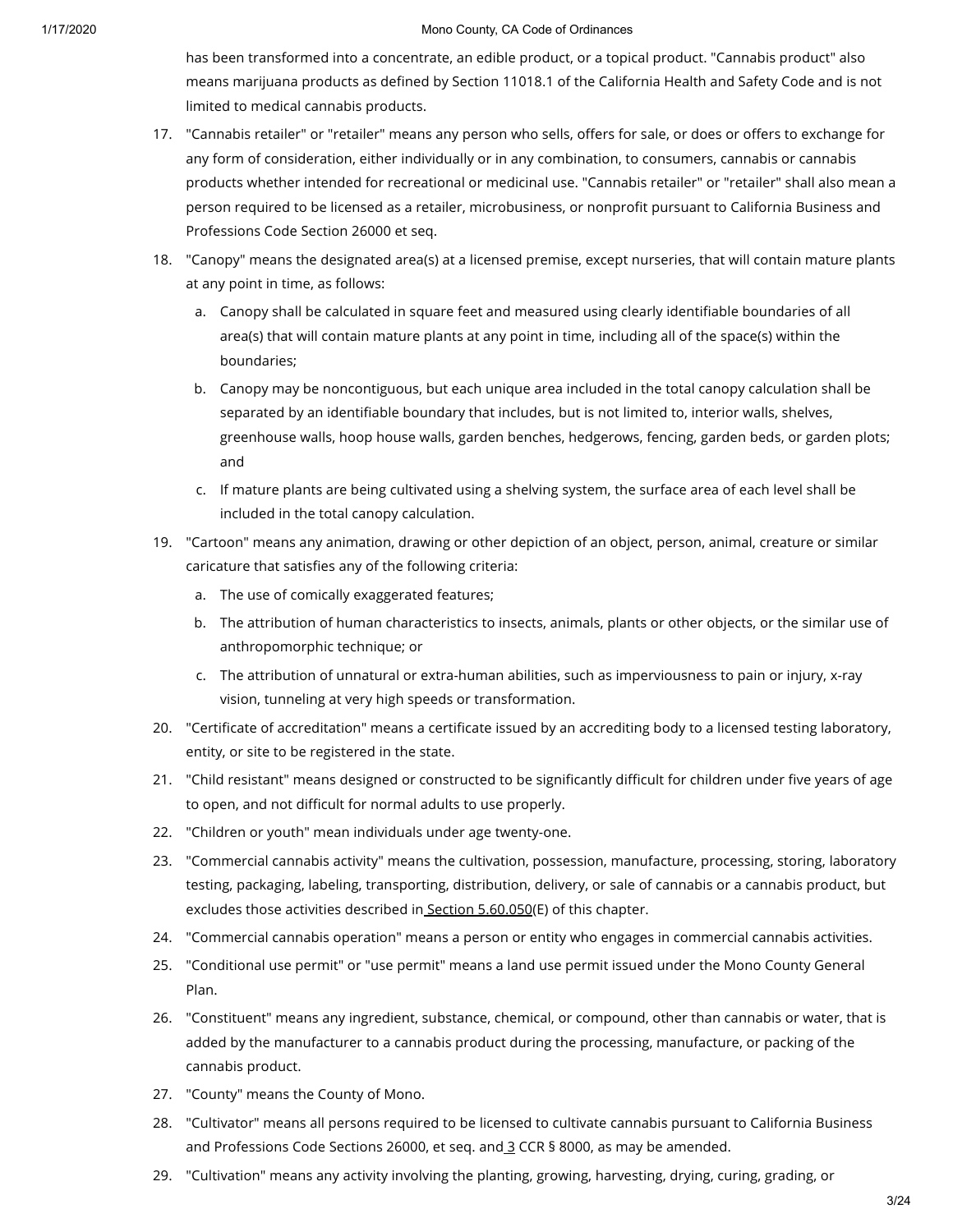has been transformed into a concentrate, an edible product, or a topical product. "Cannabis product" also means marijuana products as defined by Section 11018.1 of the California Health and Safety Code and is not limited to medical cannabis products.

17. "Cannabis retailer" or "retailer" means any person who sells, offers for sale, or does or offers to exchange for any form of consideration, either individually or in any combination, to consumers, cannabis or cannabis products whether intended for recreational or medicinal use. "Cannabis retailer" or "retailer" shall also mean a person required to be licensed as a retailer, microbusiness, or nonprofit pursuant to California Business and Professions Code Section 26000 et seq.
18. "Canopy" means the designated area(s) at a licensed premise, except nurseries, that will contain mature plants at any point in time, as follows:
    a. Canopy shall be calculated in square feet and measured using clearly identifiable boundaries of all area(s) that will contain mature plants at any point in time, including all of the space(s) within the boundaries;
    b. Canopy may be noncontiguous, but each unique area included in the total canopy calculation shall be separated by an identifiable boundary that includes, but is not limited to, interior walls, shelves, greenhouse walls, hoop house walls, garden benches, hedgerows, fencing, garden beds, or garden plots; and
    c. If mature plants are being cultivated using a shelving system, the surface area of each level shall be included in the total canopy calculation.
19. "Cartoon" means any animation, drawing or other depiction of an object, person, animal, creature or similar caricature that satisfies any of the following criteria:
    a. The use of comically exaggerated features;
    b. The attribution of human characteristics to insects, animals, plants or other objects, or the similar use of anthropomorphic technique; or
    c. The attribution of unnatural or extra-human abilities, such as imperviousness to pain or injury, x-ray vision, tunneling at very high speeds or transformation.
20. "Certificate of accreditation" means a certificate issued by an accrediting body to a licensed testing laboratory, entity, or site to be registered in the state.
21. "Child resistant" means designed or constructed to be significantly difficult for children under five years of age to open, and not difficult for normal adults to use properly.
22. "Children or youth" mean individuals under age twenty-one.
23. "Commercial cannabis activity" means the cultivation, possession, manufacture, processing, storing, laboratory testing, packaging, labeling, transporting, distribution, delivery, or sale of cannabis or a cannabis product, but excludes those activities described in Section 5.60.050(E) of this chapter.
24. "Commercial cannabis operation" means a person or entity who engages in commercial cannabis activities.
25. "Conditional use permit" or "use permit" means a land use permit issued under the Mono County General Plan.
26. "Constituent" means any ingredient, substance, chemical, or compound, other than cannabis or water, that is added by the manufacturer to a cannabis product during the processing, manufacture, or packing of the cannabis product.
27. "County" means the County of Mono.
28. "Cultivator" means all persons required to be licensed to cultivate cannabis pursuant to California Business and Professions Code Sections 26000, et seq. and 3 CCR § 8000, as may be amended.
29. "Cultivation" means any activity involving the planting, growing, harvesting, drying, curing, grading, or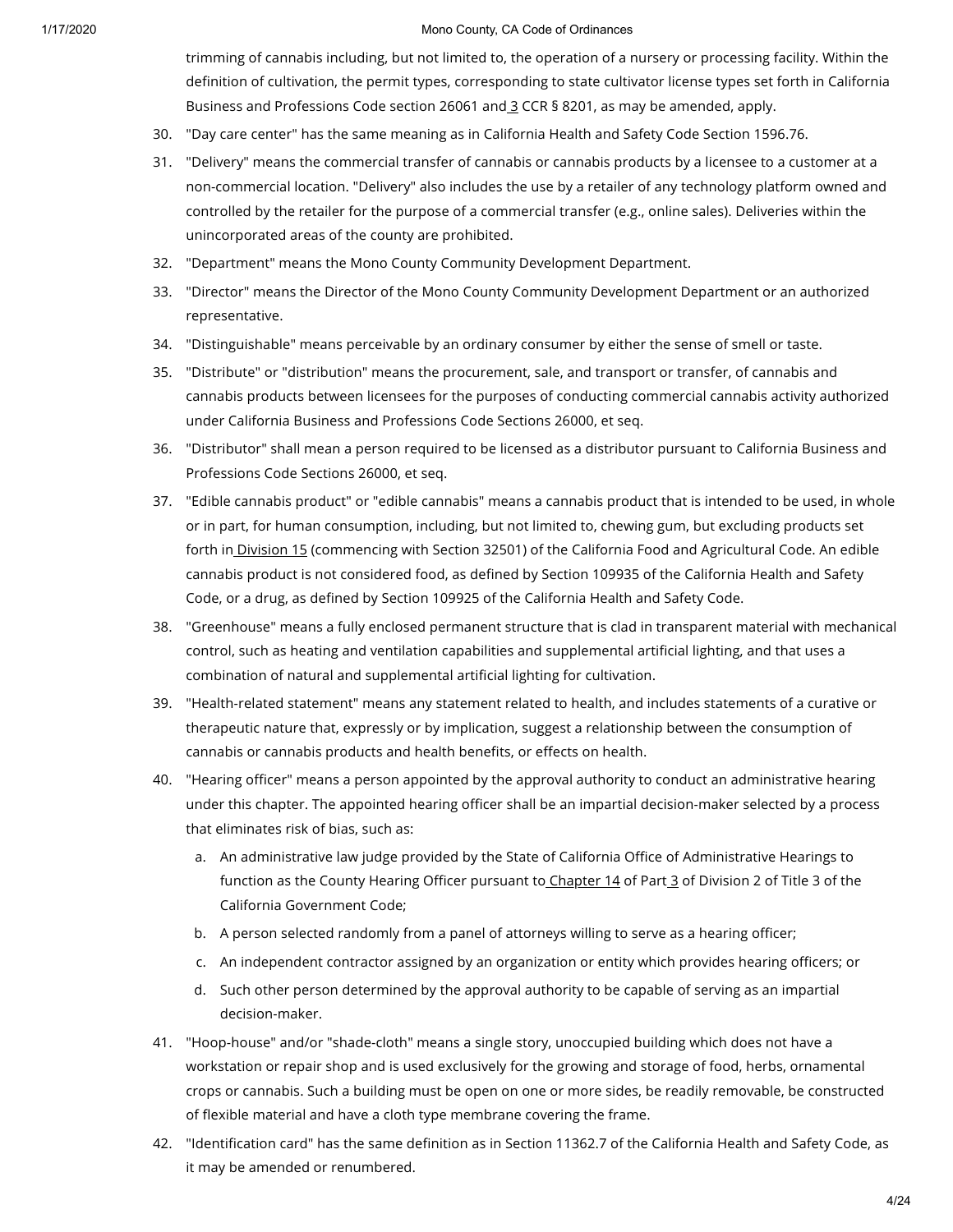trimming of cannabis including, but not limited to, the operation of a nursery or processing facility. Within the definition of cultivation, the permit types, corresponding to state cultivator license types set forth in California Business and Professions Code section 26061 and 3 CCR § 8201, as may be amended, apply.

30. "Day care center" has the same meaning as in California Health and Safety Code Section 1596.76.
31. "Delivery" means the commercial transfer of cannabis or cannabis products by a licensee to a customer at a non-commercial location. "Delivery" also includes the use by a retailer of any technology platform owned and controlled by the retailer for the purpose of a commercial transfer (e.g., online sales). Deliveries within the unincorporated areas of the county are prohibited.
32. "Department" means the Mono County Community Development Department.
33. "Director" means the Director of the Mono County Community Development Department or an authorized representative.
34. "Distinguishable" means perceivable by an ordinary consumer by either the sense of smell or taste.
35. "Distribute" or "distribution" means the procurement, sale, and transport or transfer, of cannabis and cannabis products between licensees for the purposes of conducting commercial cannabis activity authorized under California Business and Professions Code Sections 26000, et seq.
36. "Distributor" shall mean a person required to be licensed as a distributor pursuant to California Business and Professions Code Sections 26000, et seq.
37. "Edible cannabis product" or "edible cannabis" means a cannabis product that is intended to be used, in whole or in part, for human consumption, including, but not limited to, chewing gum, but excluding products set forth in Division 15 (commencing with Section 32501) of the California Food and Agricultural Code. An edible cannabis product is not considered food, as defined by Section 109935 of the California Health and Safety Code, or a drug, as defined by Section 109925 of the California Health and Safety Code.
38. "Greenhouse" means a fully enclosed permanent structure that is clad in transparent material with mechanical control, such as heating and ventilation capabilities and supplemental artificial lighting, and that uses a combination of natural and supplemental artificial lighting for cultivation.
39. "Health-related statement" means any statement related to health, and includes statements of a curative or therapeutic nature that, expressly or by implication, suggest a relationship between the consumption of cannabis or cannabis products and health benefits, or effects on health.
40. "Hearing officer" means a person appointed by the approval authority to conduct an administrative hearing under this chapter. The appointed hearing officer shall be an impartial decision-maker selected by a process that eliminates risk of bias, such as:
    a. An administrative law judge provided by the State of California Office of Administrative Hearings to function as the County Hearing Officer pursuant to Chapter 14 of Part 3 of Division 2 of Title 3 of the California Government Code;
    b. A person selected randomly from a panel of attorneys willing to serve as a hearing officer;
    c. An independent contractor assigned by an organization or entity which provides hearing officers; or
    d. Such other person determined by the approval authority to be capable of serving as an impartial decision-maker.
41. "Hoop-house" and/or "shade-cloth" means a single story, unoccupied building which does not have a workstation or repair shop and is used exclusively for the growing and storage of food, herbs, ornamental crops or cannabis. Such a building must be open on one or more sides, be readily removable, be constructed of flexible material and have a cloth type membrane covering the frame.
42. "Identification card" has the same definition as in Section 11362.7 of the California Health and Safety Code, as it may be amended or renumbered.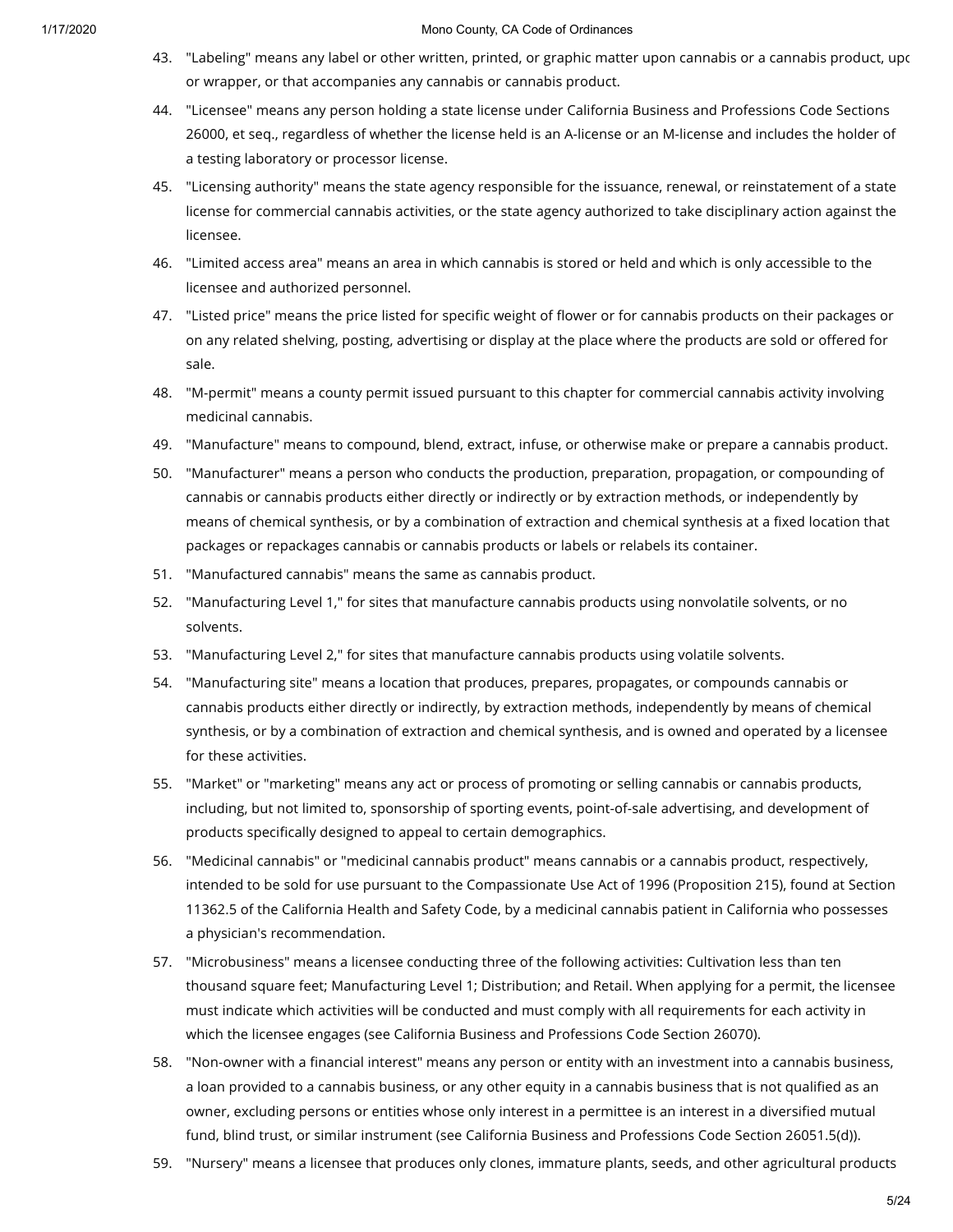43. "Labeling" means any label or other written, printed, or graphic matter upon cannabis or a cannabis product, upc or wrapper, or that accompanies any cannabis or cannabis product.
44. "Licensee" means any person holding a state license under California Business and Professions Code Sections 26000, et seq., regardless of whether the license held is an A-license or an M-license and includes the holder of a testing laboratory or processor license.
45. "Licensing authority" means the state agency responsible for the issuance, renewal, or reinstatement of a state license for commercial cannabis activities, or the state agency authorized to take disciplinary action against the licensee.
46. "Limited access area" means an area in which cannabis is stored or held and which is only accessible to the licensee and authorized personnel.
47. "Listed price" means the price listed for specific weight of flower or for cannabis products on their packages or on any related shelving, posting, advertising or display at the place where the products are sold or offered for sale.
48. "M-permit" means a county permit issued pursuant to this chapter for commercial cannabis activity involving medicinal cannabis.
49. "Manufacture" means to compound, blend, extract, infuse, or otherwise make or prepare a cannabis product.
50. "Manufacturer" means a person who conducts the production, preparation, propagation, or compounding of cannabis or cannabis products either directly or indirectly or by extraction methods, or independently by means of chemical synthesis, or by a combination of extraction and chemical synthesis at a fixed location that packages or repackages cannabis or cannabis products or labels or relabels its container.
51. "Manufactured cannabis" means the same as cannabis product.
52. "Manufacturing Level 1," for sites that manufacture cannabis products using nonvolatile solvents, or no solvents.
53. "Manufacturing Level 2," for sites that manufacture cannabis products using volatile solvents.
54. "Manufacturing site" means a location that produces, prepares, propagates, or compounds cannabis or cannabis products either directly or indirectly, by extraction methods, independently by means of chemical synthesis, or by a combination of extraction and chemical synthesis, and is owned and operated by a licensee for these activities.
55. "Market" or "marketing" means any act or process of promoting or selling cannabis or cannabis products, including, but not limited to, sponsorship of sporting events, point-of-sale advertising, and development of products specifically designed to appeal to certain demographics.
56. "Medicinal cannabis" or "medicinal cannabis product" means cannabis or a cannabis product, respectively, intended to be sold for use pursuant to the Compassionate Use Act of 1996 (Proposition 215), found at Section 11362.5 of the California Health and Safety Code, by a medicinal cannabis patient in California who possesses a physician's recommendation.
57. "Microbusiness" means a licensee conducting three of the following activities: Cultivation less than ten thousand square feet; Manufacturing Level 1; Distribution; and Retail. When applying for a permit, the licensee must indicate which activities will be conducted and must comply with all requirements for each activity in which the licensee engages (see California Business and Professions Code Section 26070).
58. "Non-owner with a financial interest" means any person or entity with an investment into a cannabis business, a loan provided to a cannabis business, or any other equity in a cannabis business that is not qualified as an owner, excluding persons or entities whose only interest in a permittee is an interest in a diversified mutual fund, blind trust, or similar instrument (see California Business and Professions Code Section 26051.5(d)).
59. "Nursery" means a licensee that produces only clones, immature plants, seeds, and other agricultural products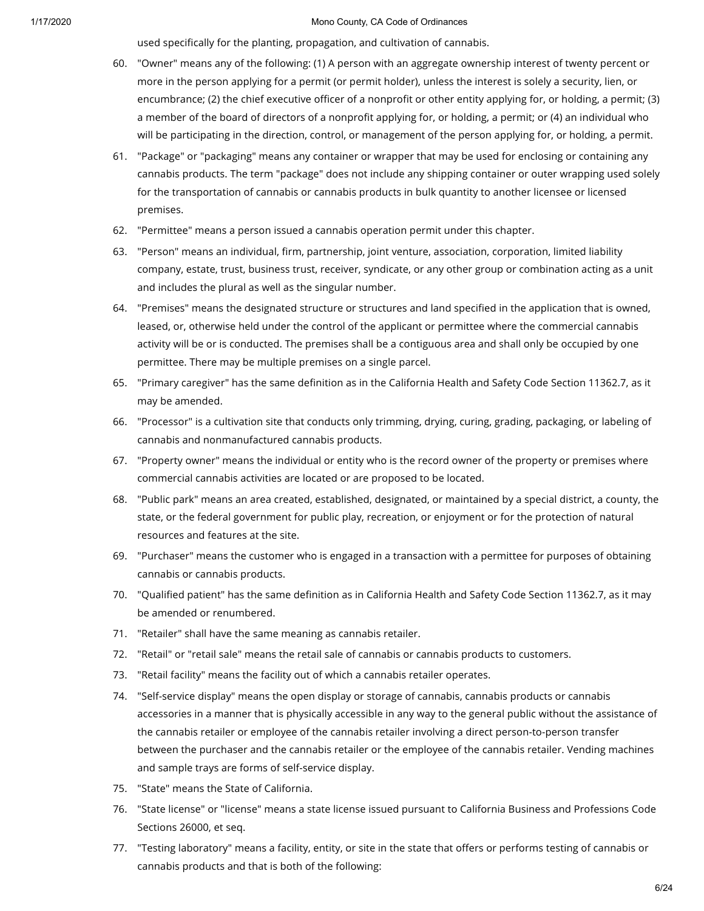used specifically for the planting, propagation, and cultivation of cannabis.

60. "Owner" means any of the following: (1) A person with an aggregate ownership interest of twenty percent or more in the person applying for a permit (or permit holder), unless the interest is solely a security, lien, or encumbrance; (2) the chief executive officer of a nonprofit or other entity applying for, or holding, a permit; (3) a member of the board of directors of a nonprofit applying for, or holding, a permit; or (4) an individual who will be participating in the direction, control, or management of the person applying for, or holding, a permit.
61. "Package" or "packaging" means any container or wrapper that may be used for enclosing or containing any cannabis products. The term "package" does not include any shipping container or outer wrapping used solely for the transportation of cannabis or cannabis products in bulk quantity to another licensee or licensed premises.
62. "Permittee" means a person issued a cannabis operation permit under this chapter.
63. "Person" means an individual, firm, partnership, joint venture, association, corporation, limited liability company, estate, trust, business trust, receiver, syndicate, or any other group or combination acting as a unit and includes the plural as well as the singular number.
64. "Premises" means the designated structure or structures and land specified in the application that is owned, leased, or, otherwise held under the control of the applicant or permittee where the commercial cannabis activity will be or is conducted. The premises shall be a contiguous area and shall only be occupied by one permittee. There may be multiple premises on a single parcel.
65. "Primary caregiver" has the same definition as in the California Health and Safety Code Section 11362.7, as it may be amended.
66. "Processor" is a cultivation site that conducts only trimming, drying, curing, grading, packaging, or labeling of cannabis and nonmanufactured cannabis products.
67. "Property owner" means the individual or entity who is the record owner of the property or premises where commercial cannabis activities are located or are proposed to be located.
68. "Public park" means an area created, established, designated, or maintained by a special district, a county, the state, or the federal government for public play, recreation, or enjoyment or for the protection of natural resources and features at the site.
69. "Purchaser" means the customer who is engaged in a transaction with a permittee for purposes of obtaining cannabis or cannabis products.
70. "Qualified patient" has the same definition as in California Health and Safety Code Section 11362.7, as it may be amended or renumbered.
71. "Retailer" shall have the same meaning as cannabis retailer.
72. "Retail" or "retail sale" means the retail sale of cannabis or cannabis products to customers.
73. "Retail facility" means the facility out of which a cannabis retailer operates.
74. "Self-service display" means the open display or storage of cannabis, cannabis products or cannabis accessories in a manner that is physically accessible in any way to the general public without the assistance of the cannabis retailer or employee of the cannabis retailer involving a direct person-to-person transfer between the purchaser and the cannabis retailer or the employee of the cannabis retailer. Vending machines and sample trays are forms of self-service display.
75. "State" means the State of California.
76. "State license" or "license" means a state license issued pursuant to California Business and Professions Code Sections 26000, et seq.
77. "Testing laboratory" means a facility, entity, or site in the state that offers or performs testing of cannabis or cannabis products and that is both of the following: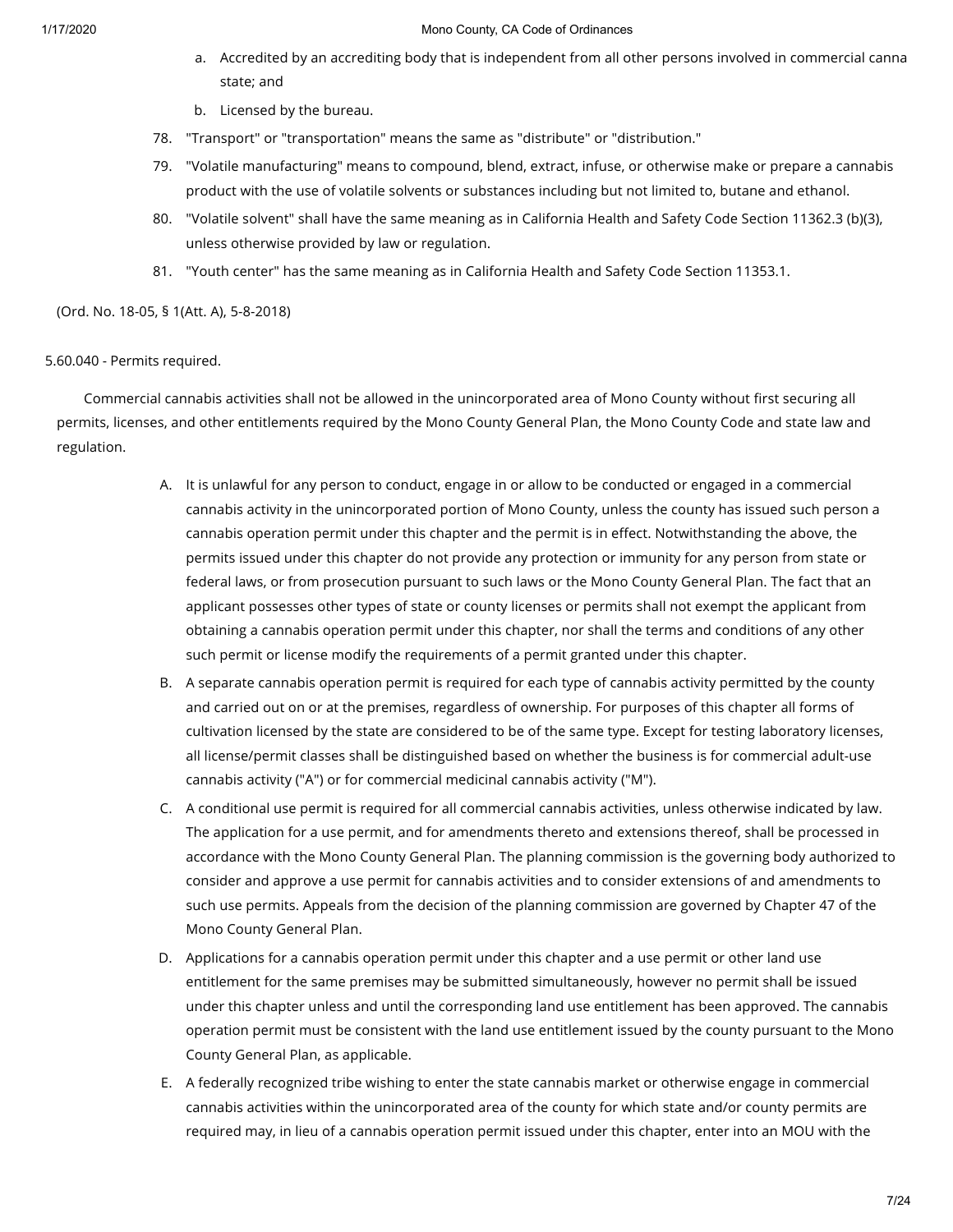a. Accredited by an accrediting body that is independent from all other persons involved in commercial canna state; and
b. Licensed by the bureau.

78. "Transport" or "transportation" means the same as "distribute" or "distribution."
79. "Volatile manufacturing" means to compound, blend, extract, infuse, or otherwise make or prepare a cannabis product with the use of volatile solvents or substances including but not limited to, butane and ethanol.
80. "Volatile solvent" shall have the same meaning as in California Health and Safety Code Section 11362.3 (b)(3), unless otherwise provided by law or regulation.
81. "Youth center" has the same meaning as in California Health and Safety Code Section 11353.1.

(Ord. No. 18-05, § 1(Att. A), 5-8-2018)

5.60.040 - Permits required.

Commercial cannabis activities shall not be allowed in the unincorporated area of Mono County without first securing all permits, licenses, and other entitlements required by the Mono County General Plan, the Mono County Code and state law and regulation.

A. It is unlawful for any person to conduct, engage in or allow to be conducted or engaged in a commercial cannabis activity in the unincorporated portion of Mono County, unless the county has issued such person a cannabis operation permit under this chapter and the permit is in effect. Notwithstanding the above, the permits issued under this chapter do not provide any protection or immunity for any person from state or federal laws, or from prosecution pursuant to such laws or the Mono County General Plan. The fact that an applicant possesses other types of state or county licenses or permits shall not exempt the applicant from obtaining a cannabis operation permit under this chapter, nor shall the terms and conditions of any other such permit or license modify the requirements of a permit granted under this chapter.
B. A separate cannabis operation permit is required for each type of cannabis activity permitted by the county and carried out on or at the premises, regardless of ownership. For purposes of this chapter all forms of cultivation licensed by the state are considered to be of the same type. Except for testing laboratory licenses, all license/permit classes shall be distinguished based on whether the business is for commercial adult-use cannabis activity ("A") or for commercial medicinal cannabis activity ("M").
C. A conditional use permit is required for all commercial cannabis activities, unless otherwise indicated by law. The application for a use permit, and for amendments thereto and extensions thereof, shall be processed in accordance with the Mono County General Plan. The planning commission is the governing body authorized to consider and approve a use permit for cannabis activities and to consider extensions of and amendments to such use permits. Appeals from the decision of the planning commission are governed by Chapter 47 of the Mono County General Plan.
D. Applications for a cannabis operation permit under this chapter and a use permit or other land use entitlement for the same premises may be submitted simultaneously, however no permit shall be issued under this chapter unless and until the corresponding land use entitlement has been approved. The cannabis operation permit must be consistent with the land use entitlement issued by the county pursuant to the Mono County General Plan, as applicable.
E. A federally recognized tribe wishing to enter the state cannabis market or otherwise engage in commercial cannabis activities within the unincorporated area of the county for which state and/or county permits are required may, in lieu of a cannabis operation permit issued under this chapter, enter into an MOU with the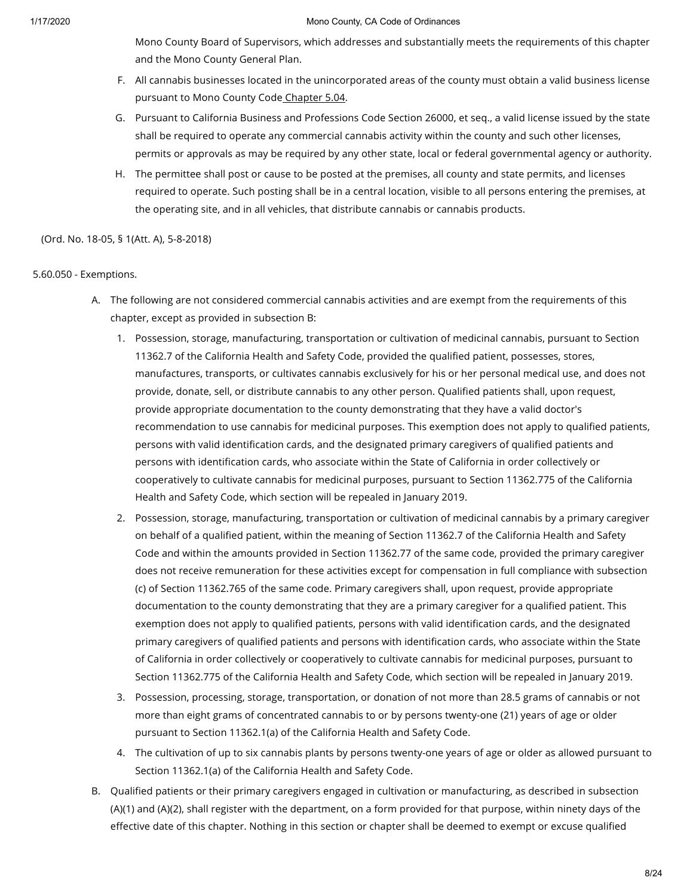Mono County Board of Supervisors, which addresses and substantially meets the requirements of this chapter and the Mono County General Plan.

F. All cannabis businesses located in the unincorporated areas of the county must obtain a valid business license pursuant to Mono County Code Chapter 5.04.

G. Pursuant to California Business and Professions Code Section 26000, et seq., a valid license issued by the state shall be required to operate any commercial cannabis activity within the county and such other licenses, permits or approvals as may be required by any other state, local or federal governmental agency or authority.

H. The permittee shall post or cause to be posted at the premises, all county and state permits, and licenses required to operate. Such posting shall be in a central location, visible to all persons entering the premises, at the operating site, and in all vehicles, that distribute cannabis or cannabis products.

(Ord. No. 18-05, § 1(Att. A), 5-8-2018)

5.60.050 - Exemptions.

A. The following are not considered commercial cannabis activities and are exempt from the requirements of this chapter, except as provided in subsection B:

1. Possession, storage, manufacturing, transportation or cultivation of medicinal cannabis, pursuant to Section 11362.7 of the California Health and Safety Code, provided the qualified patient, possesses, stores, manufactures, transports, or cultivates cannabis exclusively for his or her personal medical use, and does not provide, donate, sell, or distribute cannabis to any other person. Qualified patients shall, upon request, provide appropriate documentation to the county demonstrating that they have a valid doctor's recommendation to use cannabis for medicinal purposes. This exemption does not apply to qualified patients, persons with valid identification cards, and the designated primary caregivers of qualified patients and persons with identification cards, who associate within the State of California in order collectively or cooperatively to cultivate cannabis for medicinal purposes, pursuant to Section 11362.775 of the California Health and Safety Code, which section will be repealed in January 2019.

2. Possession, storage, manufacturing, transportation or cultivation of medicinal cannabis by a primary caregiver on behalf of a qualified patient, within the meaning of Section 11362.7 of the California Health and Safety Code and within the amounts provided in Section 11362.77 of the same code, provided the primary caregiver does not receive remuneration for these activities except for compensation in full compliance with subsection (c) of Section 11362.765 of the same code. Primary caregivers shall, upon request, provide appropriate documentation to the county demonstrating that they are a primary caregiver for a qualified patient. This exemption does not apply to qualified patients, persons with valid identification cards, and the designated primary caregivers of qualified patients and persons with identification cards, who associate within the State of California in order collectively or cooperatively to cultivate cannabis for medicinal purposes, pursuant to Section 11362.775 of the California Health and Safety Code, which section will be repealed in January 2019.

3. Possession, processing, storage, transportation, or donation of not more than 28.5 grams of cannabis or not more than eight grams of concentrated cannabis to or by persons twenty-one (21) years of age or older pursuant to Section 11362.1(a) of the California Health and Safety Code.

4. The cultivation of up to six cannabis plants by persons twenty-one years of age or older as allowed pursuant to Section 11362.1(a) of the California Health and Safety Code.

B. Qualified patients or their primary caregivers engaged in cultivation or manufacturing, as described in subsection (A)(1) and (A)(2), shall register with the department, on a form provided for that purpose, within ninety days of the effective date of this chapter. Nothing in this section or chapter shall be deemed to exempt or excuse qualified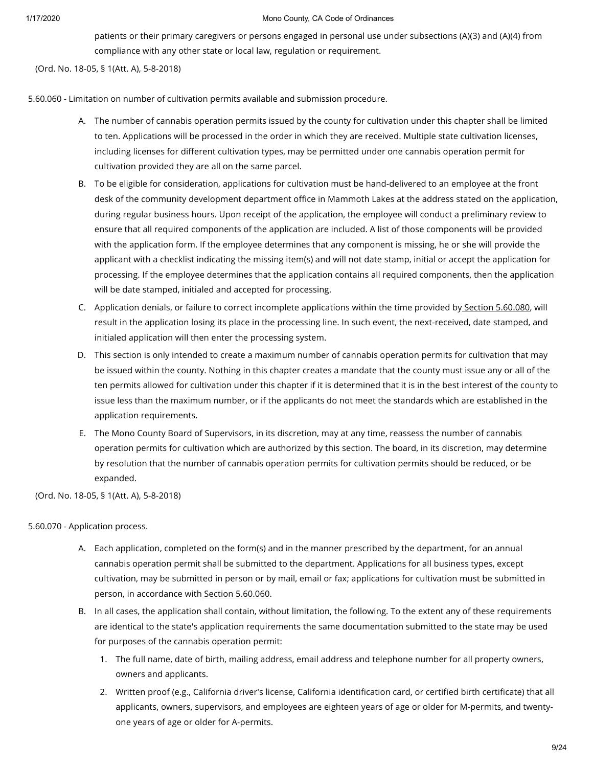patients or their primary caregivers or persons engaged in personal use under subsections (A)(3) and (A)(4) from compliance with any other state or local law, regulation or requirement.

(Ord. No. 18-05, § 1(Att. A), 5-8-2018)

5.60.060 - Limitation on number of cultivation permits available and submission procedure.

A. The number of cannabis operation permits issued by the county for cultivation under this chapter shall be limited to ten. Applications will be processed in the order in which they are received. Multiple state cultivation licenses, including licenses for different cultivation types, may be permitted under one cannabis operation permit for cultivation provided they are all on the same parcel.

B. To be eligible for consideration, applications for cultivation must be hand-delivered to an employee at the front desk of the community development department office in Mammoth Lakes at the address stated on the application, during regular business hours. Upon receipt of the application, the employee will conduct a preliminary review to ensure that all required components of the application are included. A list of those components will be provided with the application form. If the employee determines that any component is missing, he or she will provide the applicant with a checklist indicating the missing item(s) and will not date stamp, initial or accept the application for processing. If the employee determines that the application contains all required components, then the application will be date stamped, initialed and accepted for processing.

C. Application denials, or failure to correct incomplete applications within the time provided by Section 5.60.080, will result in the application losing its place in the processing line. In such event, the next-received, date stamped, and initialed application will then enter the processing system.

D. This section is only intended to create a maximum number of cannabis operation permits for cultivation that may be issued within the county. Nothing in this chapter creates a mandate that the county must issue any or all of the ten permits allowed for cultivation under this chapter if it is determined that it is in the best interest of the county to issue less than the maximum number, or if the applicants do not meet the standards which are established in the application requirements.

E. The Mono County Board of Supervisors, in its discretion, may at any time, reassess the number of cannabis operation permits for cultivation which are authorized by this section. The board, in its discretion, may determine by resolution that the number of cannabis operation permits for cultivation permits should be reduced, or be expanded.

(Ord. No. 18-05, § 1(Att. A), 5-8-2018)

5.60.070 - Application process.

A. Each application, completed on the form(s) and in the manner prescribed by the department, for an annual cannabis operation permit shall be submitted to the department. Applications for all business types, except cultivation, may be submitted in person or by mail, email or fax; applications for cultivation must be submitted in person, in accordance with Section 5.60.060.

B. In all cases, the application shall contain, without limitation, the following. To the extent any of these requirements are identical to the state's application requirements the same documentation submitted to the state may be used for purposes of the cannabis operation permit:

   1. The full name, date of birth, mailing address, email address and telephone number for all property owners, owners and applicants.

   2. Written proof (e.g., California driver's license, California identification card, or certified birth certificate) that all applicants, owners, supervisors, and employees are eighteen years of age or older for M-permits, and twenty-one years of age or older for A-permits.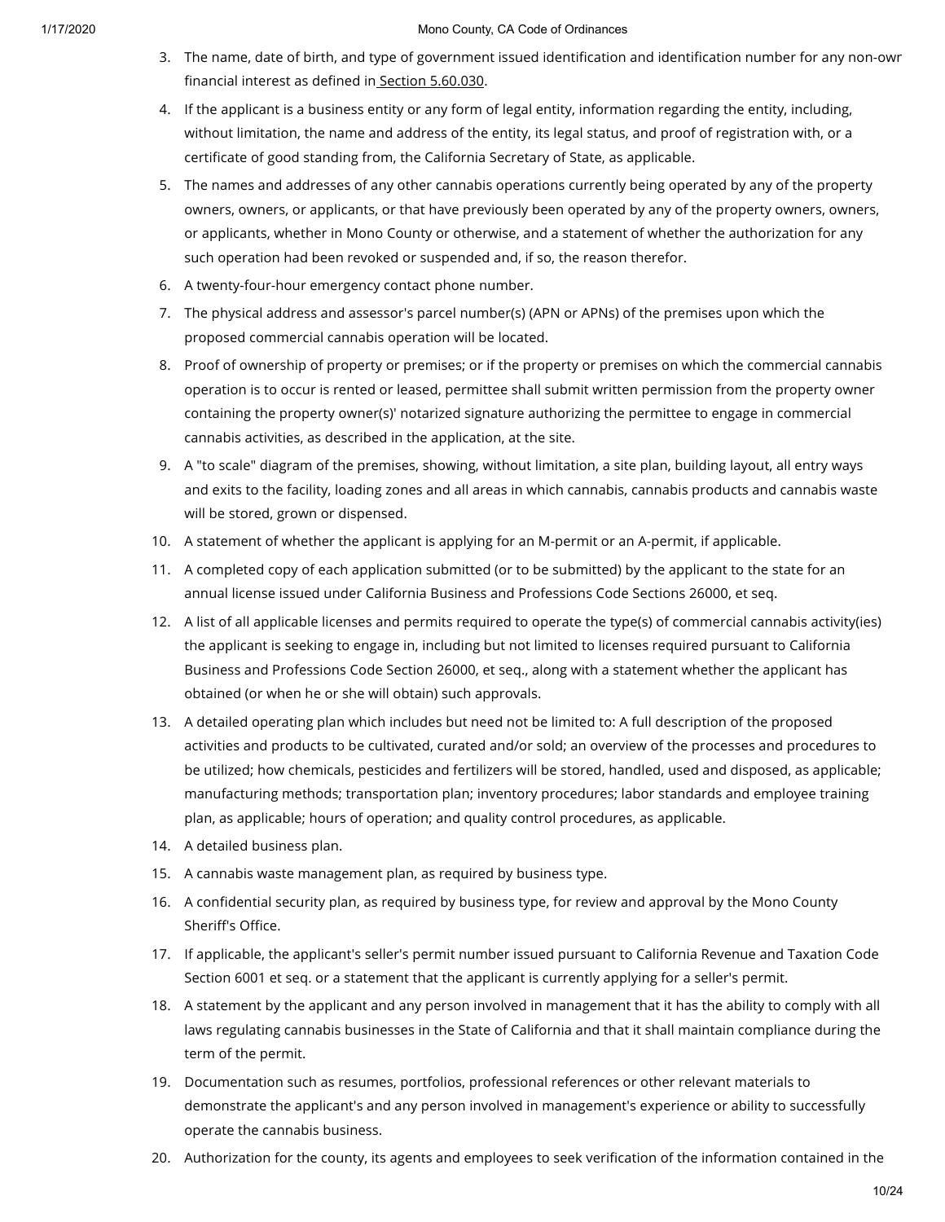3. The name, date of birth, and type of government issued identification and identification number for any non-owr financial interest as defined in Section 5.60.030.
4. If the applicant is a business entity or any form of legal entity, information regarding the entity, including, without limitation, the name and address of the entity, its legal status, and proof of registration with, or a certificate of good standing from, the California Secretary of State, as applicable.
5. The names and addresses of any other cannabis operations currently being operated by any of the property owners, owners, or applicants, or that have previously been operated by any of the property owners, owners, or applicants, whether in Mono County or otherwise, and a statement of whether the authorization for any such operation had been revoked or suspended and, if so, the reason therefor.
6. A twenty-four-hour emergency contact phone number.
7. The physical address and assessor's parcel number(s) (APN or APNs) of the premises upon which the proposed commercial cannabis operation will be located.
8. Proof of ownership of property or premises; or if the property or premises on which the commercial cannabis operation is to occur is rented or leased, permittee shall submit written permission from the property owner containing the property owner(s)' notarized signature authorizing the permittee to engage in commercial cannabis activities, as described in the application, at the site.
9. A "to scale" diagram of the premises, showing, without limitation, a site plan, building layout, all entry ways and exits to the facility, loading zones and all areas in which cannabis, cannabis products and cannabis waste will be stored, grown or dispensed.
10. A statement of whether the applicant is applying for an M-permit or an A-permit, if applicable.
11. A completed copy of each application submitted (or to be submitted) by the applicant to the state for an annual license issued under California Business and Professions Code Sections 26000, et seq.
12. A list of all applicable licenses and permits required to operate the type(s) of commercial cannabis activity(ies) the applicant is seeking to engage in, including but not limited to licenses required pursuant to California Business and Professions Code Section 26000, et seq., along with a statement whether the applicant has obtained (or when he or she will obtain) such approvals.
13. A detailed operating plan which includes but need not be limited to: A full description of the proposed activities and products to be cultivated, curated and/or sold; an overview of the processes and procedures to be utilized; how chemicals, pesticides and fertilizers will be stored, handled, used and disposed, as applicable; manufacturing methods; transportation plan; inventory procedures; labor standards and employee training plan, as applicable; hours of operation; and quality control procedures, as applicable.
14. A detailed business plan.
15. A cannabis waste management plan, as required by business type.
16. A confidential security plan, as required by business type, for review and approval by the Mono County Sheriff's Office.
17. If applicable, the applicant's seller's permit number issued pursuant to California Revenue and Taxation Code Section 6001 et seq. or a statement that the applicant is currently applying for a seller's permit.
18. A statement by the applicant and any person involved in management that it has the ability to comply with all laws regulating cannabis businesses in the State of California and that it shall maintain compliance during the term of the permit.
19. Documentation such as resumes, portfolios, professional references or other relevant materials to demonstrate the applicant's and any person involved in management's experience or ability to successfully operate the cannabis business.
20. Authorization for the county, its agents and employees to seek verification of the information contained in the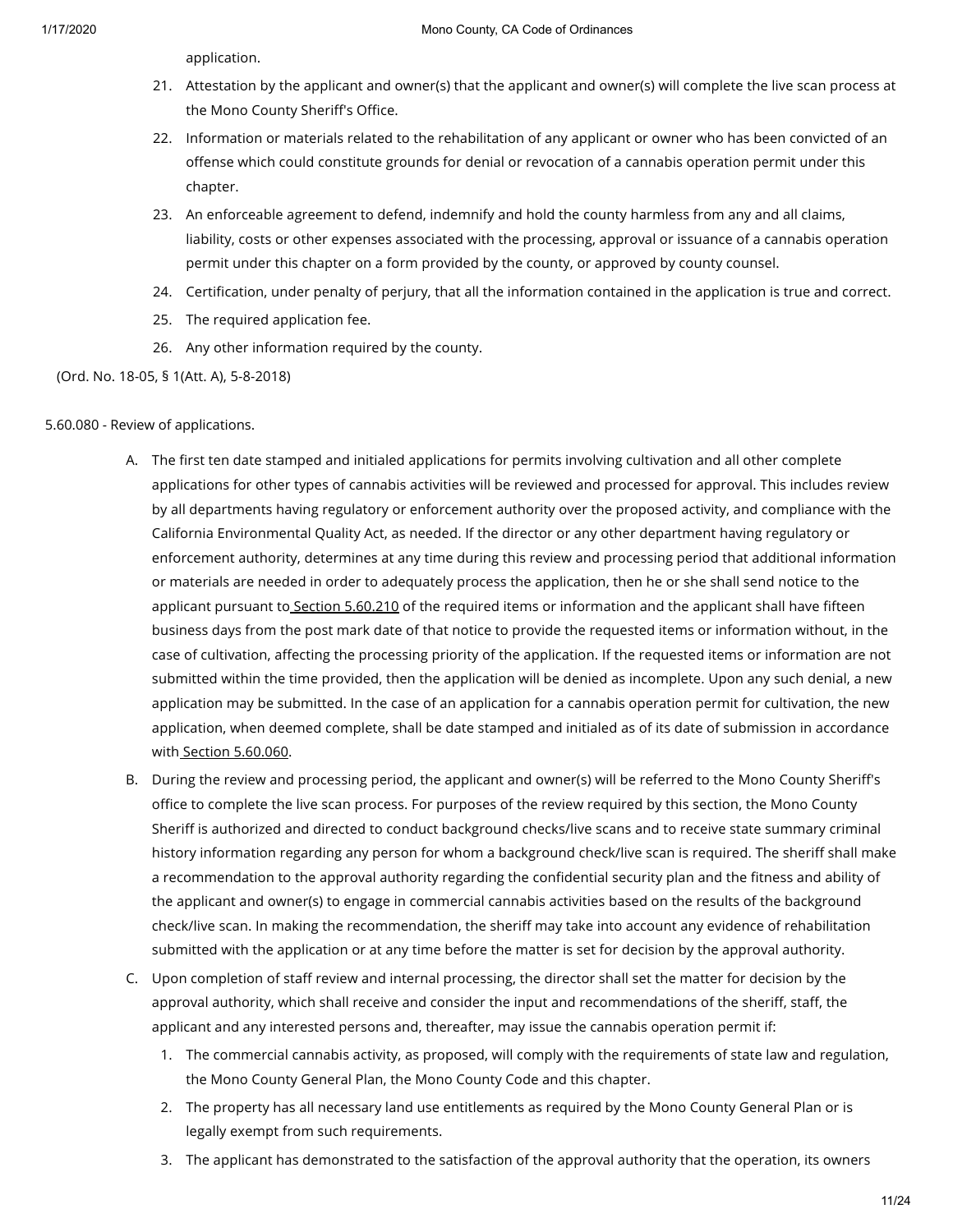application.

21. Attestation by the applicant and owner(s) that the applicant and owner(s) will complete the live scan process at the Mono County Sheriff's Office.
22. Information or materials related to the rehabilitation of any applicant or owner who has been convicted of an offense which could constitute grounds for denial or revocation of a cannabis operation permit under this chapter.
23. An enforceable agreement to defend, indemnify and hold the county harmless from any and all claims, liability, costs or other expenses associated with the processing, approval or issuance of a cannabis operation permit under this chapter on a form provided by the county, or approved by county counsel.
24. Certification, under penalty of perjury, that all the information contained in the application is true and correct.
25. The required application fee.
26. Any other information required by the county.

(Ord. No. 18-05, § 1(Att. A), 5-8-2018)

5.60.080 - Review of applications.

A. The first ten date stamped and initialed applications for permits involving cultivation and all other complete applications for other types of cannabis activities will be reviewed and processed for approval. This includes review by all departments having regulatory or enforcement authority over the proposed activity, and compliance with the California Environmental Quality Act, as needed. If the director or any other department having regulatory or enforcement authority, determines at any time during this review and processing period that additional information or materials are needed in order to adequately process the application, then he or she shall send notice to the applicant pursuant to Section 5.60.210 of the required items or information and the applicant shall have fifteen business days from the post mark date of that notice to provide the requested items or information without, in the case of cultivation, affecting the processing priority of the application. If the requested items or information are not submitted within the time provided, then the application will be denied as incomplete. Upon any such denial, a new application may be submitted. In the case of an application for a cannabis operation permit for cultivation, the new application, when deemed complete, shall be date stamped and initialed as of its date of submission in accordance with Section 5.60.060.
B. During the review and processing period, the applicant and owner(s) will be referred to the Mono County Sheriff's office to complete the live scan process. For purposes of the review required by this section, the Mono County Sheriff is authorized and directed to conduct background checks/live scans and to receive state summary criminal history information regarding any person for whom a background check/live scan is required. The sheriff shall make a recommendation to the approval authority regarding the confidential security plan and the fitness and ability of the applicant and owner(s) to engage in commercial cannabis activities based on the results of the background check/live scan. In making the recommendation, the sheriff may take into account any evidence of rehabilitation submitted with the application or at any time before the matter is set for decision by the approval authority.
C. Upon completion of staff review and internal processing, the director shall set the matter for decision by the approval authority, which shall receive and consider the input and recommendations of the sheriff, staff, the applicant and any interested persons and, thereafter, may issue the cannabis operation permit if:
    1. The commercial cannabis activity, as proposed, will comply with the requirements of state law and regulation, the Mono County General Plan, the Mono County Code and this chapter.
    2. The property has all necessary land use entitlements as required by the Mono County General Plan or is legally exempt from such requirements.
    3. The applicant has demonstrated to the satisfaction of the approval authority that the operation, its owners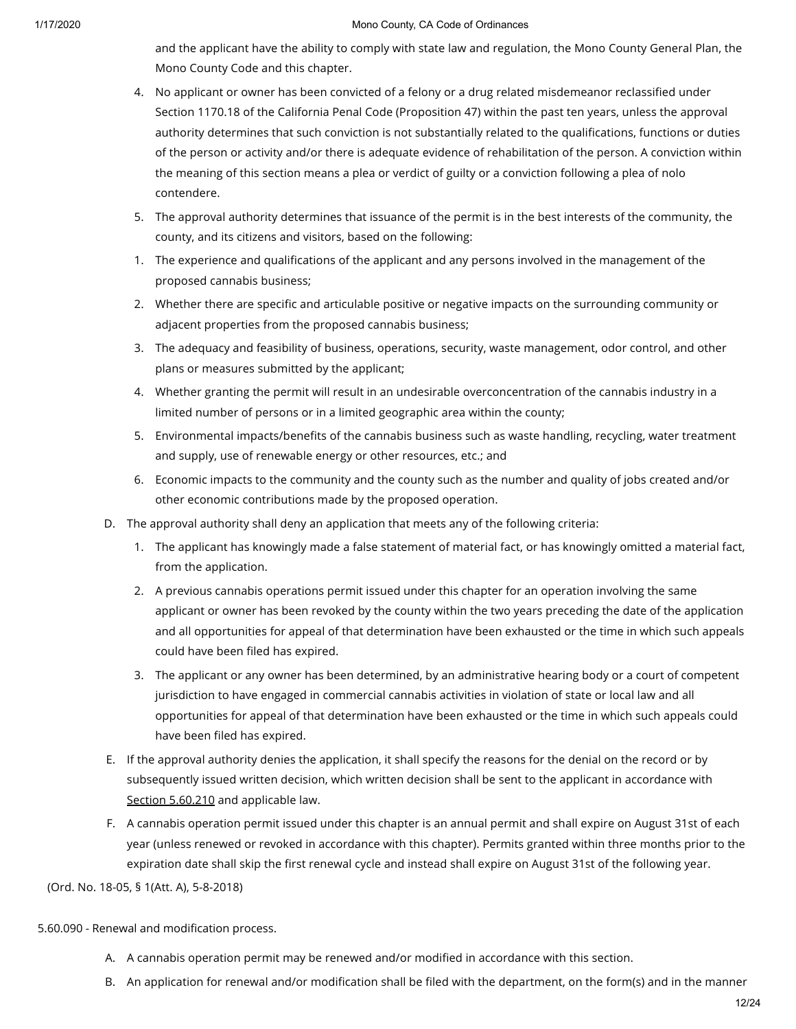and the applicant have the ability to comply with state law and regulation, the Mono County General Plan, the Mono County Code and this chapter.

4. No applicant or owner has been convicted of a felony or a drug related misdemeanor reclassified under Section 1170.18 of the California Penal Code (Proposition 47) within the past ten years, unless the approval authority determines that such conviction is not substantially related to the qualifications, functions or duties of the person or activity and/or there is adequate evidence of rehabilitation of the person. A conviction within the meaning of this section means a plea or verdict of guilty or a conviction following a plea of nolo contendere.
5. The approval authority determines that issuance of the permit is in the best interests of the community, the county, and its citizens and visitors, based on the following:
1. The experience and qualifications of the applicant and any persons involved in the management of the proposed cannabis business;
2. Whether there are specific and articulable positive or negative impacts on the surrounding community or adjacent properties from the proposed cannabis business;
3. The adequacy and feasibility of business, operations, security, waste management, odor control, and other plans or measures submitted by the applicant;
4. Whether granting the permit will result in an undesirable overconcentration of the cannabis industry in a limited number of persons or in a limited geographic area within the county;
5. Environmental impacts/benefits of the cannabis business such as waste handling, recycling, water treatment and supply, use of renewable energy or other resources, etc.; and
6. Economic impacts to the community and the county such as the number and quality of jobs created and/or other economic contributions made by the proposed operation.

D. The approval authority shall deny an application that meets any of the following criteria:
   1. The applicant has knowingly made a false statement of material fact, or has knowingly omitted a material fact, from the application.
   2. A previous cannabis operations permit issued under this chapter for an operation involving the same applicant or owner has been revoked by the county within the two years preceding the date of the application and all opportunities for appeal of that determination have been exhausted or the time in which such appeals could have been filed has expired.
   3. The applicant or any owner has been determined, by an administrative hearing body or a court of competent jurisdiction to have engaged in commercial cannabis activities in violation of state or local law and all opportunities for appeal of that determination have been exhausted or the time in which such appeals could have been filed has expired.

E. If the approval authority denies the application, it shall specify the reasons for the denial on the record or by subsequently issued written decision, which written decision shall be sent to the applicant in accordance with Section 5.60.210 and applicable law.

F. A cannabis operation permit issued under this chapter is an annual permit and shall expire on August 31st of each year (unless renewed or revoked in accordance with this chapter). Permits granted within three months prior to the expiration date shall skip the first renewal cycle and instead shall expire on August 31st of the following year.

(Ord. No. 18-05, § 1(Att. A), 5-8-2018)

5.60.090 - Renewal and modification process.

A. A cannabis operation permit may be renewed and/or modified in accordance with this section.

B. An application for renewal and/or modification shall be filed with the department, on the form(s) and in the manner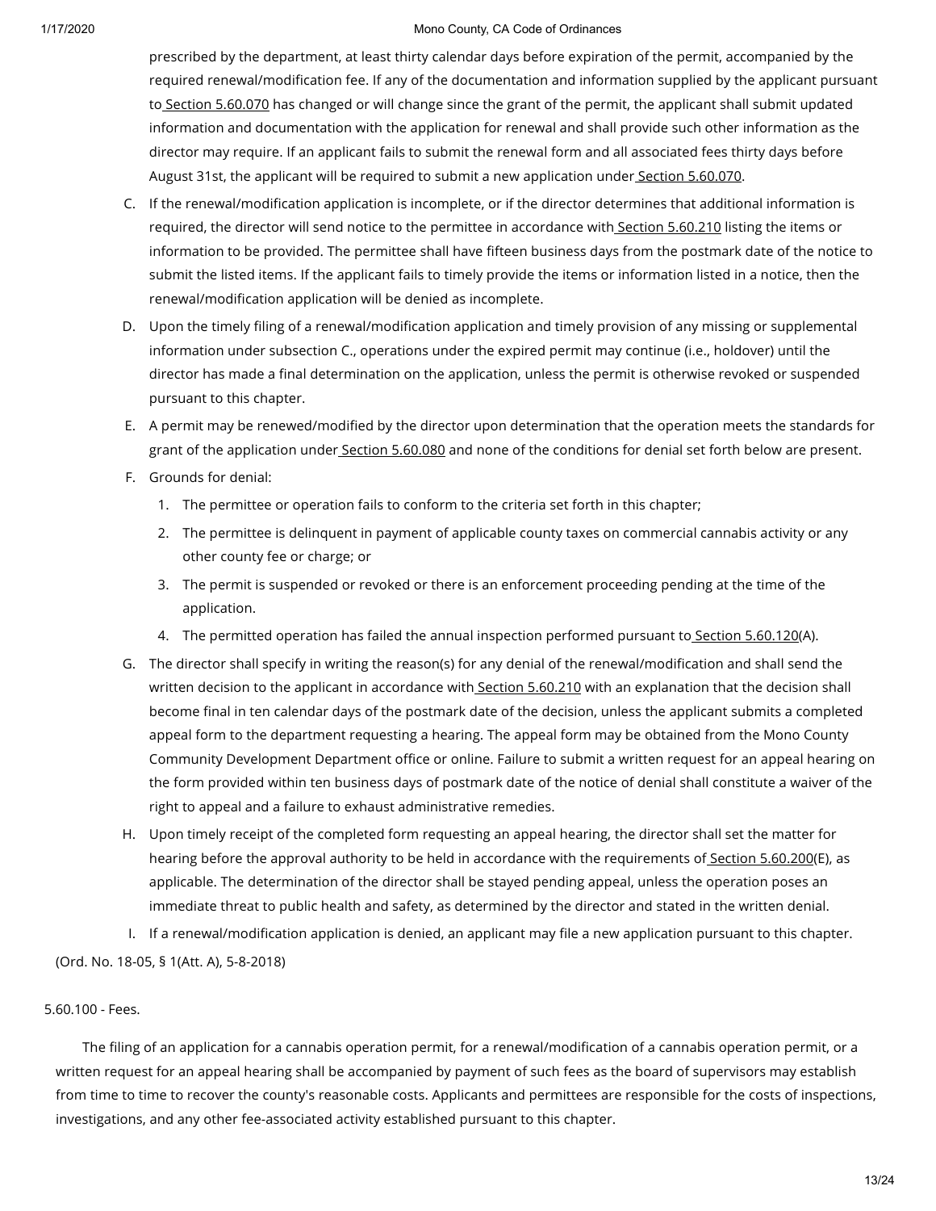prescribed by the department, at least thirty calendar days before expiration of the permit, accompanied by the required renewal/modification fee. If any of the documentation and information supplied by the applicant pursuant to Section 5.60.070 has changed or will change since the grant of the permit, the applicant shall submit updated information and documentation with the application for renewal and shall provide such other information as the director may require. If an applicant fails to submit the renewal form and all associated fees thirty days before August 31st, the applicant will be required to submit a new application under Section 5.60.070.

C. If the renewal/modification application is incomplete, or if the director determines that additional information is required, the director will send notice to the permittee in accordance with Section 5.60.210 listing the items or information to be provided. The permittee shall have fifteen business days from the postmark date of the notice to submit the listed items. If the applicant fails to timely provide the items or information listed in a notice, then the renewal/modification application will be denied as incomplete.

D. Upon the timely filing of a renewal/modification application and timely provision of any missing or supplemental information under subsection C., operations under the expired permit may continue (i.e., holdover) until the director has made a final determination on the application, unless the permit is otherwise revoked or suspended pursuant to this chapter.

E. A permit may be renewed/modified by the director upon determination that the operation meets the standards for grant of the application under Section 5.60.080 and none of the conditions for denial set forth below are present.

F. Grounds for denial:

   1. The permittee or operation fails to conform to the criteria set forth in this chapter;
   2. The permittee is delinquent in payment of applicable county taxes on commercial cannabis activity or any other county fee or charge; or
   3. The permit is suspended or revoked or there is an enforcement proceeding pending at the time of the application.
   4. The permitted operation has failed the annual inspection performed pursuant to Section 5.60.120(A).

G. The director shall specify in writing the reason(s) for any denial of the renewal/modification and shall send the written decision to the applicant in accordance with Section 5.60.210 with an explanation that the decision shall become final in ten calendar days of the postmark date of the decision, unless the applicant submits a completed appeal form to the department requesting a hearing. The appeal form may be obtained from the Mono County Community Development Department office or online. Failure to submit a written request for an appeal hearing on the form provided within ten business days of postmark date of the notice of denial shall constitute a waiver of the right to appeal and a failure to exhaust administrative remedies.

H. Upon timely receipt of the completed form requesting an appeal hearing, the director shall set the matter for hearing before the approval authority to be held in accordance with the requirements of Section 5.60.200(E), as applicable. The determination of the director shall be stayed pending appeal, unless the operation poses an immediate threat to public health and safety, as determined by the director and stated in the written denial.

I. If a renewal/modification application is denied, an applicant may file a new application pursuant to this chapter.

(Ord. No. 18-05, § 1(Att. A), 5-8-2018)

5.60.100 - Fees.

The filing of an application for a cannabis operation permit, for a renewal/modification of a cannabis operation permit, or a written request for an appeal hearing shall be accompanied by payment of such fees as the board of supervisors may establish from time to time to recover the county's reasonable costs. Applicants and permittees are responsible for the costs of inspections, investigations, and any other fee-associated activity established pursuant to this chapter.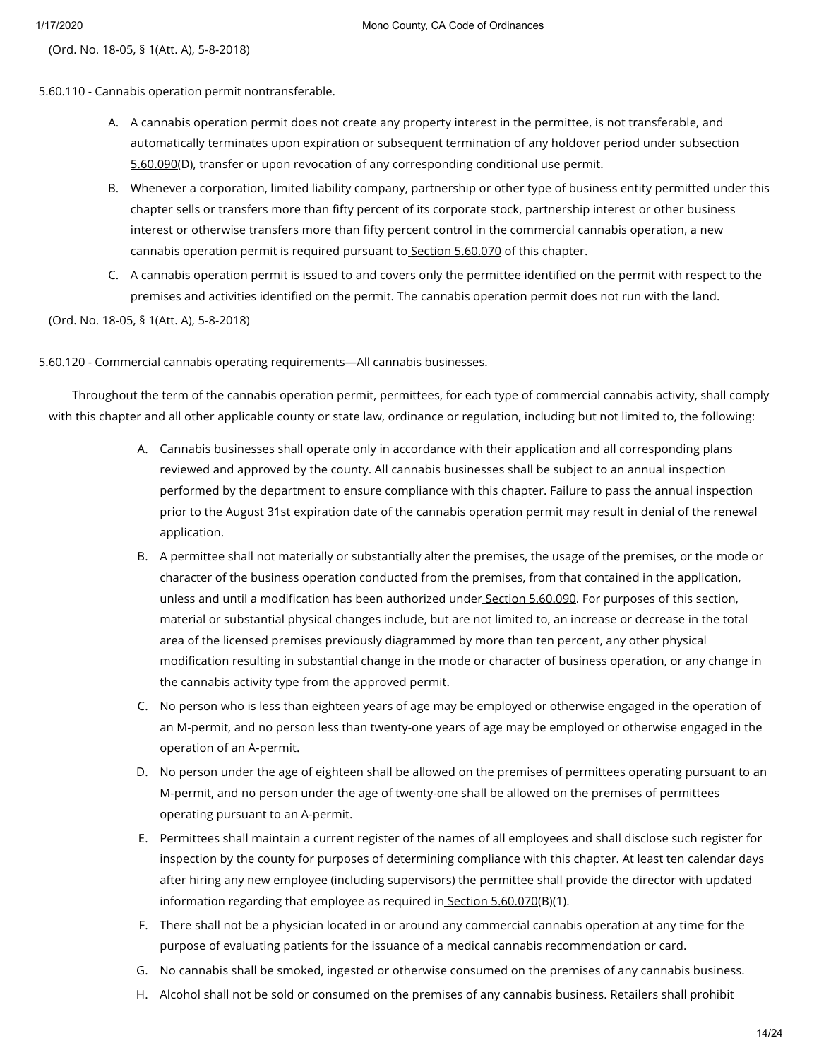(Ord. No. 18-05, § 1(Att. A), 5-8-2018)

5.60.110 - Cannabis operation permit nontransferable.

A. A cannabis operation permit does not create any property interest in the permittee, is not transferable, and automatically terminates upon expiration or subsequent termination of any holdover period under subsection 5.60.090(D), transfer or upon revocation of any corresponding conditional use permit.

B. Whenever a corporation, limited liability company, partnership or other type of business entity permitted under this chapter sells or transfers more than fifty percent of its corporate stock, partnership interest or other business interest or otherwise transfers more than fifty percent control in the commercial cannabis operation, a new cannabis operation permit is required pursuant to Section 5.60.070 of this chapter.

C. A cannabis operation permit is issued to and covers only the permittee identified on the permit with respect to the premises and activities identified on the permit. The cannabis operation permit does not run with the land.

(Ord. No. 18-05, § 1(Att. A), 5-8-2018)

5.60.120 - Commercial cannabis operating requirements—All cannabis businesses.

Throughout the term of the cannabis operation permit, permittees, for each type of commercial cannabis activity, shall comply with this chapter and all other applicable county or state law, ordinance or regulation, including but not limited to, the following:

A. Cannabis businesses shall operate only in accordance with their application and all corresponding plans reviewed and approved by the county. All cannabis businesses shall be subject to an annual inspection performed by the department to ensure compliance with this chapter. Failure to pass the annual inspection prior to the August 31st expiration date of the cannabis operation permit may result in denial of the renewal application.

B. A permittee shall not materially or substantially alter the premises, the usage of the premises, or the mode or character of the business operation conducted from the premises, from that contained in the application, unless and until a modification has been authorized under Section 5.60.090. For purposes of this section, material or substantial physical changes include, but are not limited to, an increase or decrease in the total area of the licensed premises previously diagrammed by more than ten percent, any other physical modification resulting in substantial change in the mode or character of business operation, or any change in the cannabis activity type from the approved permit.

C. No person who is less than eighteen years of age may be employed or otherwise engaged in the operation of an M-permit, and no person less than twenty-one years of age may be employed or otherwise engaged in the operation of an A-permit.

D. No person under the age of eighteen shall be allowed on the premises of permittees operating pursuant to an M-permit, and no person under the age of twenty-one shall be allowed on the premises of permittees operating pursuant to an A-permit.

E. Permittees shall maintain a current register of the names of all employees and shall disclose such register for inspection by the county for purposes of determining compliance with this chapter. At least ten calendar days after hiring any new employee (including supervisors) the permittee shall provide the director with updated information regarding that employee as required in Section 5.60.070(B)(1).

F. There shall not be a physician located in or around any commercial cannabis operation at any time for the purpose of evaluating patients for the issuance of a medical cannabis recommendation or card.

G. No cannabis shall be smoked, ingested or otherwise consumed on the premises of any cannabis business.

H. Alcohol shall not be sold or consumed on the premises of any cannabis business. Retailers shall prohibit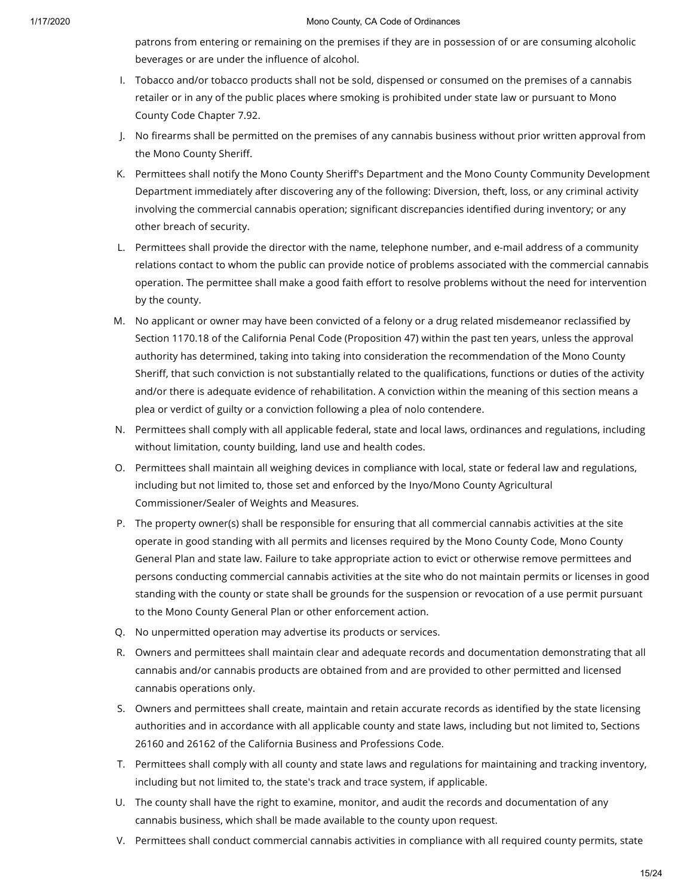patrons from entering or remaining on the premises if they are in possession of or are consuming alcoholic beverages or are under the influence of alcohol.

I. Tobacco and/or tobacco products shall not be sold, dispensed or consumed on the premises of a cannabis retailer or in any of the public places where smoking is prohibited under state law or pursuant to Mono County Code Chapter 7.92.

J. No firearms shall be permitted on the premises of any cannabis business without prior written approval from the Mono County Sheriff.

K. Permittees shall notify the Mono County Sheriff's Department and the Mono County Community Development Department immediately after discovering any of the following: Diversion, theft, loss, or any criminal activity involving the commercial cannabis operation; significant discrepancies identified during inventory; or any other breach of security.

L. Permittees shall provide the director with the name, telephone number, and e-mail address of a community relations contact to whom the public can provide notice of problems associated with the commercial cannabis operation. The permittee shall make a good faith effort to resolve problems without the need for intervention by the county.

M. No applicant or owner may have been convicted of a felony or a drug related misdemeanor reclassified by Section 1170.18 of the California Penal Code (Proposition 47) within the past ten years, unless the approval authority has determined, taking into taking into consideration the recommendation of the Mono County Sheriff, that such conviction is not substantially related to the qualifications, functions or duties of the activity and/or there is adequate evidence of rehabilitation. A conviction within the meaning of this section means a plea or verdict of guilty or a conviction following a plea of nolo contendere.

N. Permittees shall comply with all applicable federal, state and local laws, ordinances and regulations, including without limitation, county building, land use and health codes.

O. Permittees shall maintain all weighing devices in compliance with local, state or federal law and regulations, including but not limited to, those set and enforced by the Inyo/Mono County Agricultural Commissioner/Sealer of Weights and Measures.

P. The property owner(s) shall be responsible for ensuring that all commercial cannabis activities at the site operate in good standing with all permits and licenses required by the Mono County Code, Mono County General Plan and state law. Failure to take appropriate action to evict or otherwise remove permittees and persons conducting commercial cannabis activities at the site who do not maintain permits or licenses in good standing with the county or state shall be grounds for the suspension or revocation of a use permit pursuant to the Mono County General Plan or other enforcement action.

Q. No unpermitted operation may advertise its products or services.

R. Owners and permittees shall maintain clear and adequate records and documentation demonstrating that all cannabis and/or cannabis products are obtained from and are provided to other permitted and licensed cannabis operations only.

S. Owners and permittees shall create, maintain and retain accurate records as identified by the state licensing authorities and in accordance with all applicable county and state laws, including but not limited to, Sections 26160 and 26162 of the California Business and Professions Code.

T. Permittees shall comply with all county and state laws and regulations for maintaining and tracking inventory, including but not limited to, the state's track and trace system, if applicable.

U. The county shall have the right to examine, monitor, and audit the records and documentation of any cannabis business, which shall be made available to the county upon request.

V. Permittees shall conduct commercial cannabis activities in compliance with all required county permits, state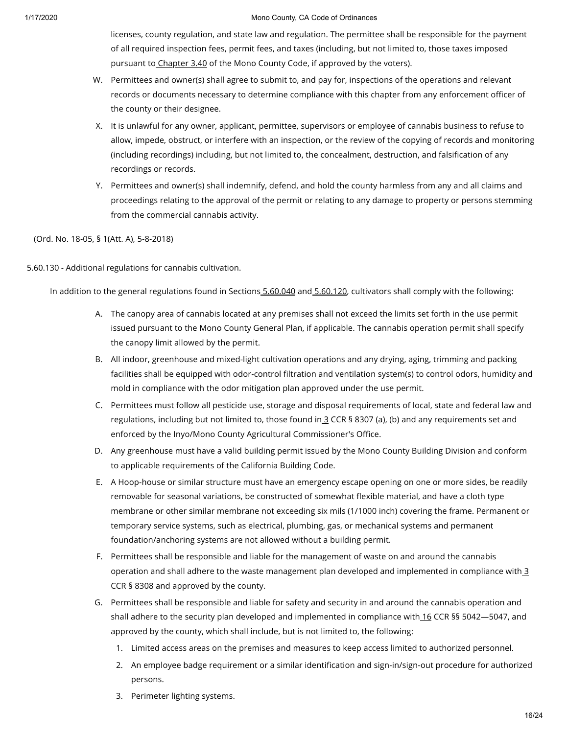licenses, county regulation, and state law and regulation. The permittee shall be responsible for the payment of all required inspection fees, permit fees, and taxes (including, but not limited to, those taxes imposed pursuant to Chapter 3.40 of the Mono County Code, if approved by the voters).

W. Permittees and owner(s) shall agree to submit to, and pay for, inspections of the operations and relevant records or documents necessary to determine compliance with this chapter from any enforcement officer of the county or their designee.

X. It is unlawful for any owner, applicant, permittee, supervisors or employee of cannabis business to refuse to allow, impede, obstruct, or interfere with an inspection, or the review of the copying of records and monitoring (including recordings) including, but not limited to, the concealment, destruction, and falsification of any recordings or records.

Y. Permittees and owner(s) shall indemnify, defend, and hold the county harmless from any and all claims and proceedings relating to the approval of the permit or relating to any damage to property or persons stemming from the commercial cannabis activity.

(Ord. No. 18-05, § 1(Att. A), 5-8-2018)

5.60.130 - Additional regulations for cannabis cultivation.

In addition to the general regulations found in Sections 5.60.040 and 5.60.120, cultivators shall comply with the following:

A. The canopy area of cannabis located at any premises shall not exceed the limits set forth in the use permit issued pursuant to the Mono County General Plan, if applicable. The cannabis operation permit shall specify the canopy limit allowed by the permit.

B. All indoor, greenhouse and mixed-light cultivation operations and any drying, aging, trimming and packing facilities shall be equipped with odor-control filtration and ventilation system(s) to control odors, humidity and mold in compliance with the odor mitigation plan approved under the use permit.

C. Permittees must follow all pesticide use, storage and disposal requirements of local, state and federal law and regulations, including but not limited to, those found in 3 CCR § 8307 (a), (b) and any requirements set and enforced by the Inyo/Mono County Agricultural Commissioner's Office.

D. Any greenhouse must have a valid building permit issued by the Mono County Building Division and conform to applicable requirements of the California Building Code.

E. A Hoop-house or similar structure must have an emergency escape opening on one or more sides, be readily removable for seasonal variations, be constructed of somewhat flexible material, and have a cloth type membrane or other similar membrane not exceeding six mils (1/1000 inch) covering the frame. Permanent or temporary service systems, such as electrical, plumbing, gas, or mechanical systems and permanent foundation/anchoring systems are not allowed without a building permit.

F. Permittees shall be responsible and liable for the management of waste on and around the cannabis operation and shall adhere to the waste management plan developed and implemented in compliance with 3 CCR § 8308 and approved by the county.

G. Permittees shall be responsible and liable for safety and security in and around the cannabis operation and shall adhere to the security plan developed and implemented in compliance with 16 CCR §§ 5042—5047, and approved by the county, which shall include, but is not limited to, the following:

   1. Limited access areas on the premises and measures to keep access limited to authorized personnel.
   2. An employee badge requirement or a similar identification and sign-in/sign-out procedure for authorized persons.
   3. Perimeter lighting systems.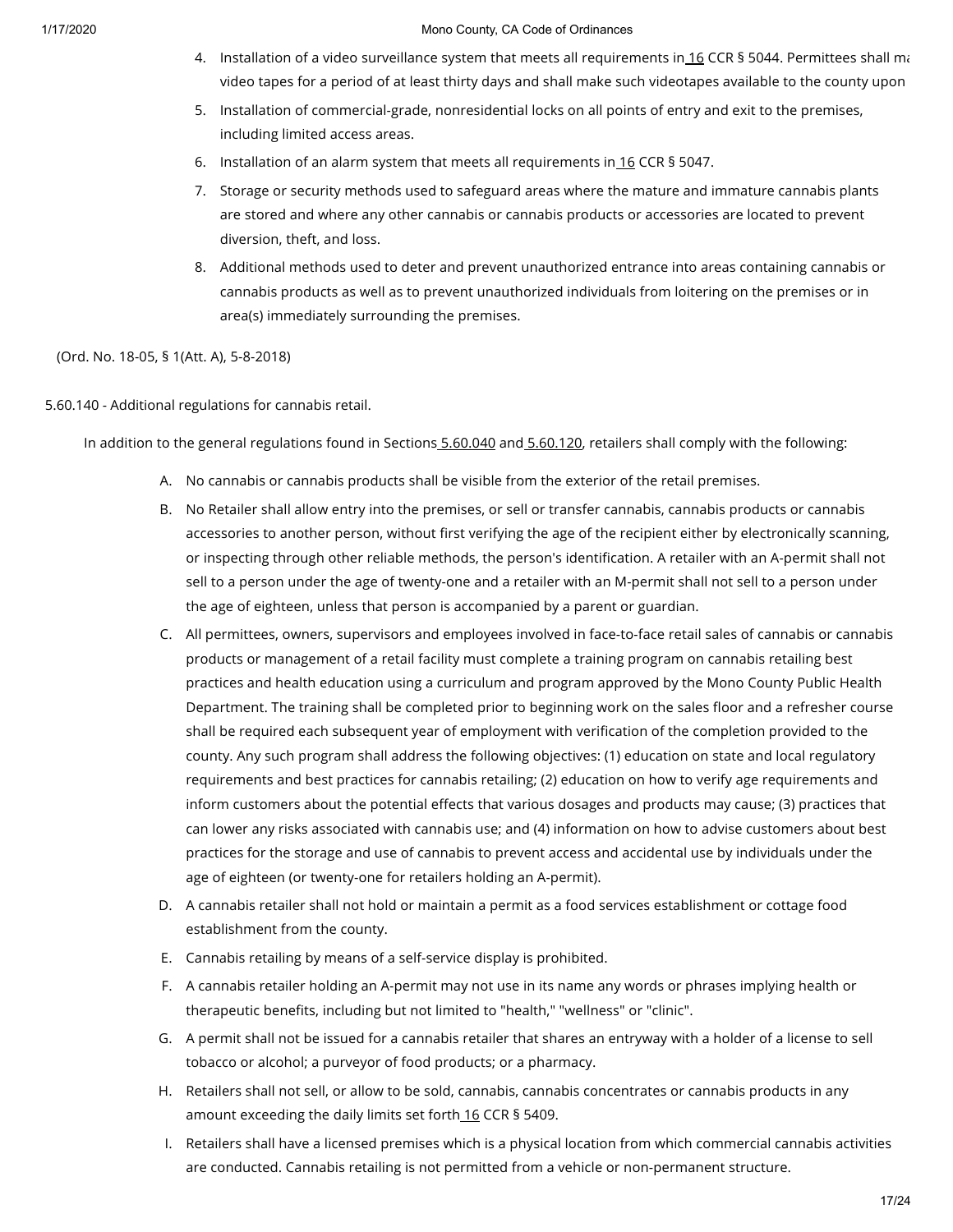4. Installation of a video surveillance system that meets all requirements in 16 CCR § 5044. Permittees shall ma video tapes for a period of at least thirty days and shall make such videotapes available to the county upon
5. Installation of commercial-grade, nonresidential locks on all points of entry and exit to the premises, including limited access areas.
6. Installation of an alarm system that meets all requirements in 16 CCR § 5047.
7. Storage or security methods used to safeguard areas where the mature and immature cannabis plants are stored and where any other cannabis or cannabis products or accessories are located to prevent diversion, theft, and loss.
8. Additional methods used to deter and prevent unauthorized entrance into areas containing cannabis or cannabis products as well as to prevent unauthorized individuals from loitering on the premises or in area(s) immediately surrounding the premises.

(Ord. No. 18-05, § 1(Att. A), 5-8-2018)

5.60.140 - Additional regulations for cannabis retail.

In addition to the general regulations found in Sections 5.60.040 and 5.60.120, retailers shall comply with the following:

A. No cannabis or cannabis products shall be visible from the exterior of the retail premises.
B. No Retailer shall allow entry into the premises, or sell or transfer cannabis, cannabis products or cannabis accessories to another person, without first verifying the age of the recipient either by electronically scanning, or inspecting through other reliable methods, the person's identification. A retailer with an A-permit shall not sell to a person under the age of twenty-one and a retailer with an M-permit shall not sell to a person under the age of eighteen, unless that person is accompanied by a parent or guardian.
C. All permittees, owners, supervisors and employees involved in face-to-face retail sales of cannabis or cannabis products or management of a retail facility must complete a training program on cannabis retailing best practices and health education using a curriculum and program approved by the Mono County Public Health Department. The training shall be completed prior to beginning work on the sales floor and a refresher course shall be required each subsequent year of employment with verification of the completion provided to the county. Any such program shall address the following objectives: (1) education on state and local regulatory requirements and best practices for cannabis retailing; (2) education on how to verify age requirements and inform customers about the potential effects that various dosages and products may cause; (3) practices that can lower any risks associated with cannabis use; and (4) information on how to advise customers about best practices for the storage and use of cannabis to prevent access and accidental use by individuals under the age of eighteen (or twenty-one for retailers holding an A-permit).
D. A cannabis retailer shall not hold or maintain a permit as a food services establishment or cottage food establishment from the county.
E. Cannabis retailing by means of a self-service display is prohibited.
F. A cannabis retailer holding an A-permit may not use in its name any words or phrases implying health or therapeutic benefits, including but not limited to "health," "wellness" or "clinic".
G. A permit shall not be issued for a cannabis retailer that shares an entryway with a holder of a license to sell tobacco or alcohol; a purveyor of food products; or a pharmacy.
H. Retailers shall not sell, or allow to be sold, cannabis, cannabis concentrates or cannabis products in any amount exceeding the daily limits set forth 16 CCR § 5409.
I. Retailers shall have a licensed premises which is a physical location from which commercial cannabis activities are conducted. Cannabis retailing is not permitted from a vehicle or non-permanent structure.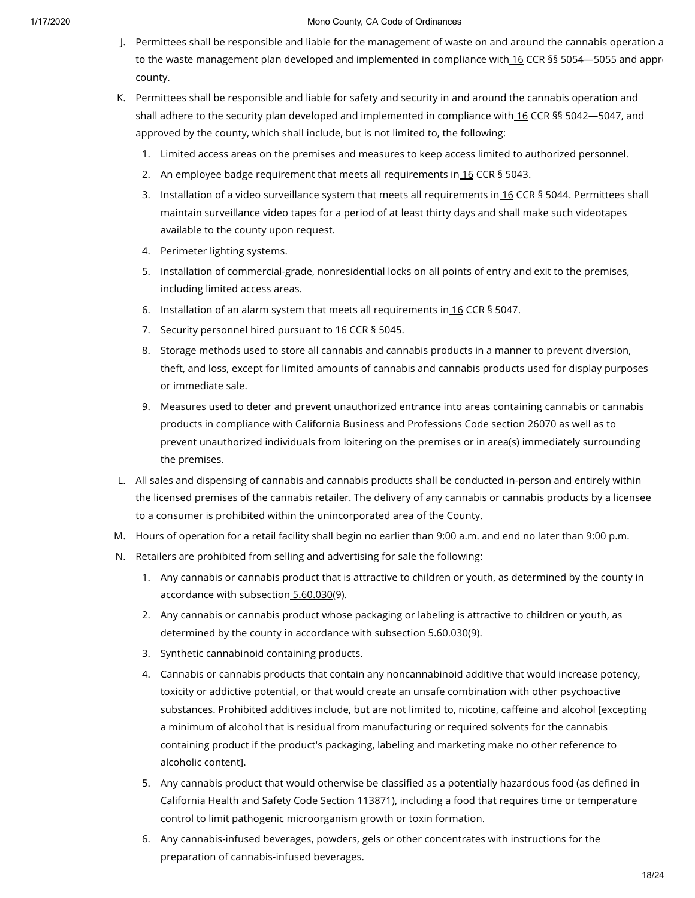J. Permittees shall be responsible and liable for the management of waste on and around the cannabis operation a to the waste management plan developed and implemented in compliance with 16 CCR §§ 5054—5055 and appr county.

K. Permittees shall be responsible and liable for safety and security in and around the cannabis operation and shall adhere to the security plan developed and implemented in compliance with 16 CCR §§ 5042—5047, and approved by the county, which shall include, but is not limited to, the following:

   1. Limited access areas on the premises and measures to keep access limited to authorized personnel.
   2. An employee badge requirement that meets all requirements in 16 CCR § 5043.
   3. Installation of a video surveillance system that meets all requirements in 16 CCR § 5044. Permittees shall maintain surveillance video tapes for a period of at least thirty days and shall make such videotapes available to the county upon request.
   4. Perimeter lighting systems.
   5. Installation of commercial-grade, nonresidential locks on all points of entry and exit to the premises, including limited access areas.
   6. Installation of an alarm system that meets all requirements in 16 CCR § 5047.
   7. Security personnel hired pursuant to 16 CCR § 5045.
   8. Storage methods used to store all cannabis and cannabis products in a manner to prevent diversion, theft, and loss, except for limited amounts of cannabis and cannabis products used for display purposes or immediate sale.
   9. Measures used to deter and prevent unauthorized entrance into areas containing cannabis or cannabis products in compliance with California Business and Professions Code section 26070 as well as to prevent unauthorized individuals from loitering on the premises or in area(s) immediately surrounding the premises.

L. All sales and dispensing of cannabis and cannabis products shall be conducted in-person and entirely within the licensed premises of the cannabis retailer. The delivery of any cannabis or cannabis products by a licensee to a consumer is prohibited within the unincorporated area of the County.

M. Hours of operation for a retail facility shall begin no earlier than 9:00 a.m. and end no later than 9:00 p.m.

N. Retailers are prohibited from selling and advertising for sale the following:

   1. Any cannabis or cannabis product that is attractive to children or youth, as determined by the county in accordance with subsection 5.60.030(9).
   2. Any cannabis or cannabis product whose packaging or labeling is attractive to children or youth, as determined by the county in accordance with subsection 5.60.030(9).
   3. Synthetic cannabinoid containing products.
   4. Cannabis or cannabis products that contain any noncannabinoid additive that would increase potency, toxicity or addictive potential, or that would create an unsafe combination with other psychoactive substances. Prohibited additives include, but are not limited to, nicotine, caffeine and alcohol [excepting a minimum of alcohol that is residual from manufacturing or required solvents for the cannabis containing product if the product's packaging, labeling and marketing make no other reference to alcoholic content].
   5. Any cannabis product that would otherwise be classified as a potentially hazardous food (as defined in California Health and Safety Code Section 113871), including a food that requires time or temperature control to limit pathogenic microorganism growth or toxin formation.
   6. Any cannabis-infused beverages, powders, gels or other concentrates with instructions for the preparation of cannabis-infused beverages.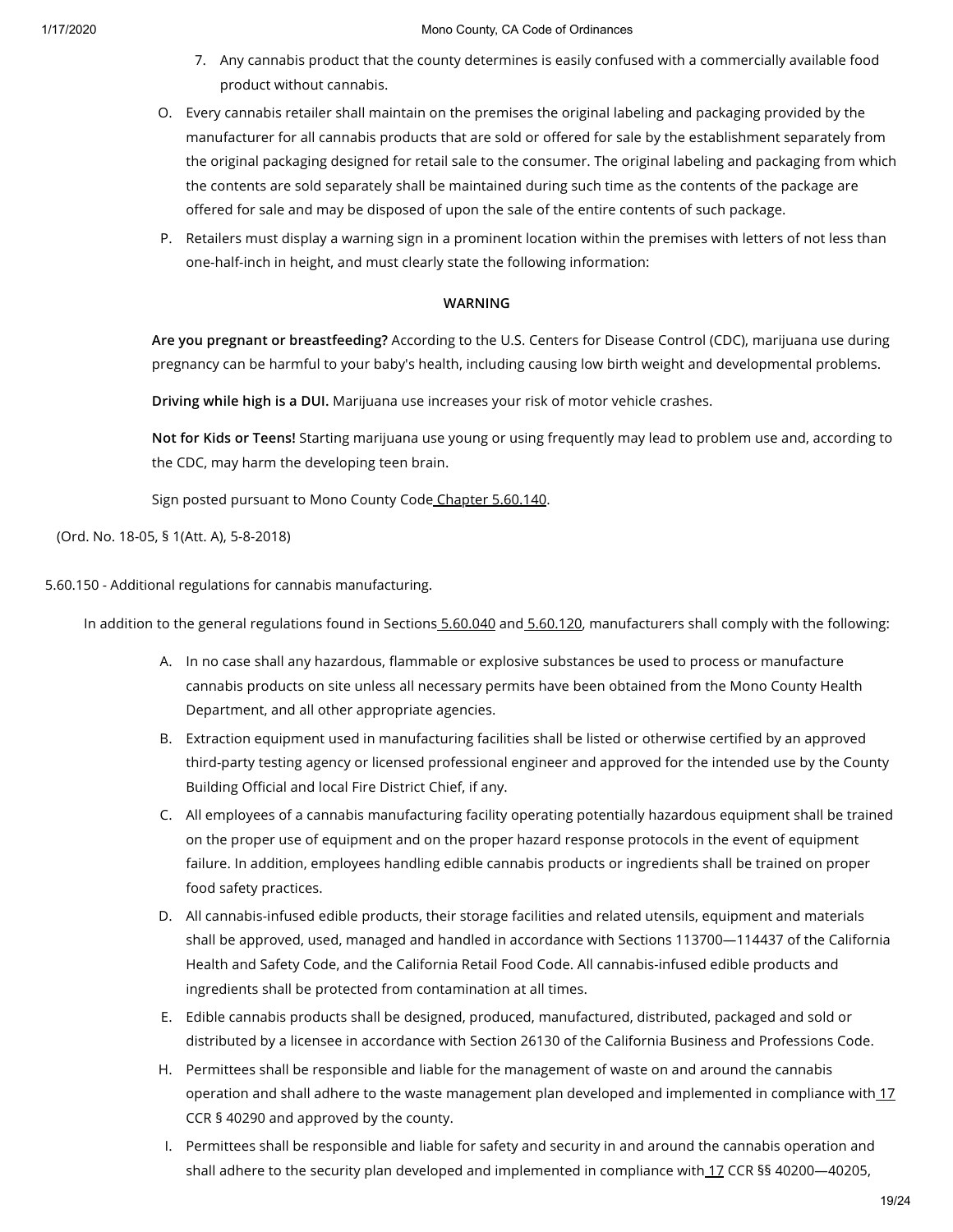7. Any cannabis product that the county determines is easily confused with a commercially available food product without cannabis.

O. Every cannabis retailer shall maintain on the premises the original labeling and packaging provided by the manufacturer for all cannabis products that are sold or offered for sale by the establishment separately from the original packaging designed for retail sale to the consumer. The original labeling and packaging from which the contents are sold separately shall be maintained during such time as the contents of the package are offered for sale and may be disposed of upon the sale of the entire contents of such package.

P. Retailers must display a warning sign in a prominent location within the premises with letters of not less than one-half-inch in height, and must clearly state the following information:

**WARNING**

**Are you pregnant or breastfeeding?** According to the U.S. Centers for Disease Control (CDC), marijuana use during pregnancy can be harmful to your baby's health, including causing low birth weight and developmental problems.

**Driving while high is a DUI.** Marijuana use increases your risk of motor vehicle crashes.

**Not for Kids or Teens!** Starting marijuana use young or using frequently may lead to problem use and, according to the CDC, may harm the developing teen brain.

Sign posted pursuant to Mono County Code Chapter 5.60.140.

(Ord. No. 18-05, § 1(Att. A), 5-8-2018)

5.60.150 - Additional regulations for cannabis manufacturing.

In addition to the general regulations found in Sections 5.60.040 and 5.60.120, manufacturers shall comply with the following:

A. In no case shall any hazardous, flammable or explosive substances be used to process or manufacture cannabis products on site unless all necessary permits have been obtained from the Mono County Health Department, and all other appropriate agencies.

B. Extraction equipment used in manufacturing facilities shall be listed or otherwise certified by an approved third-party testing agency or licensed professional engineer and approved for the intended use by the County Building Official and local Fire District Chief, if any.

C. All employees of a cannabis manufacturing facility operating potentially hazardous equipment shall be trained on the proper use of equipment and on the proper hazard response protocols in the event of equipment failure. In addition, employees handling edible cannabis products or ingredients shall be trained on proper food safety practices.

D. All cannabis-infused edible products, their storage facilities and related utensils, equipment and materials shall be approved, used, managed and handled in accordance with Sections 113700—114437 of the California Health and Safety Code, and the California Retail Food Code. All cannabis-infused edible products and ingredients shall be protected from contamination at all times.

E. Edible cannabis products shall be designed, produced, manufactured, distributed, packaged and sold or distributed by a licensee in accordance with Section 26130 of the California Business and Professions Code.

H. Permittees shall be responsible and liable for the management of waste on and around the cannabis operation and shall adhere to the waste management plan developed and implemented in compliance with 17 CCR § 40290 and approved by the county.

I. Permittees shall be responsible and liable for safety and security in and around the cannabis operation and shall adhere to the security plan developed and implemented in compliance with 17 CCR §§ 40200—40205,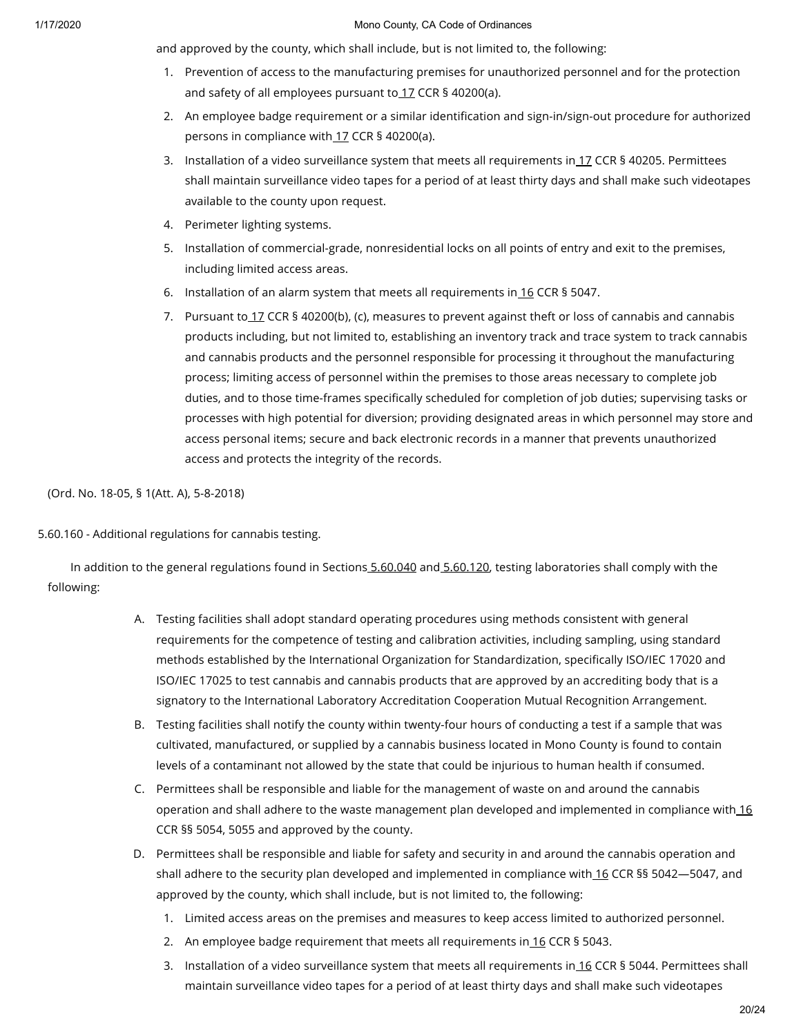and approved by the county, which shall include, but is not limited to, the following:

1. Prevention of access to the manufacturing premises for unauthorized personnel and for the protection and safety of all employees pursuant to 17 CCR § 40200(a).
2. An employee badge requirement or a similar identification and sign-in/sign-out procedure for authorized persons in compliance with 17 CCR § 40200(a).
3. Installation of a video surveillance system that meets all requirements in 17 CCR § 40205. Permittees shall maintain surveillance video tapes for a period of at least thirty days and shall make such videotapes available to the county upon request.
4. Perimeter lighting systems.
5. Installation of commercial-grade, nonresidential locks on all points of entry and exit to the premises, including limited access areas.
6. Installation of an alarm system that meets all requirements in 16 CCR § 5047.
7. Pursuant to 17 CCR § 40200(b), (c), measures to prevent against theft or loss of cannabis and cannabis products including, but not limited to, establishing an inventory track and trace system to track cannabis and cannabis products and the personnel responsible for processing it throughout the manufacturing process; limiting access of personnel within the premises to those areas necessary to complete job duties, and to those time-frames specifically scheduled for completion of job duties; supervising tasks or processes with high potential for diversion; providing designated areas in which personnel may store and access personal items; secure and back electronic records in a manner that prevents unauthorized access and protects the integrity of the records.

(Ord. No. 18-05, § 1(Att. A), 5-8-2018)

5.60.160 - Additional regulations for cannabis testing.

In addition to the general regulations found in Sections 5.60.040 and 5.60.120, testing laboratories shall comply with the following:

A. Testing facilities shall adopt standard operating procedures using methods consistent with general requirements for the competence of testing and calibration activities, including sampling, using standard methods established by the International Organization for Standardization, specifically ISO/IEC 17020 and ISO/IEC 17025 to test cannabis and cannabis products that are approved by an accrediting body that is a signatory to the International Laboratory Accreditation Cooperation Mutual Recognition Arrangement.
B. Testing facilities shall notify the county within twenty-four hours of conducting a test if a sample that was cultivated, manufactured, or supplied by a cannabis business located in Mono County is found to contain levels of a contaminant not allowed by the state that could be injurious to human health if consumed.
C. Permittees shall be responsible and liable for the management of waste on and around the cannabis operation and shall adhere to the waste management plan developed and implemented in compliance with 16 CCR §§ 5054, 5055 and approved by the county.
D. Permittees shall be responsible and liable for safety and security in and around the cannabis operation and shall adhere to the security plan developed and implemented in compliance with 16 CCR §§ 5042—5047, and approved by the county, which shall include, but is not limited to, the following:
   1. Limited access areas on the premises and measures to keep access limited to authorized personnel.
   2. An employee badge requirement that meets all requirements in 16 CCR § 5043.
   3. Installation of a video surveillance system that meets all requirements in 16 CCR § 5044. Permittees shall maintain surveillance video tapes for a period of at least thirty days and shall make such videotapes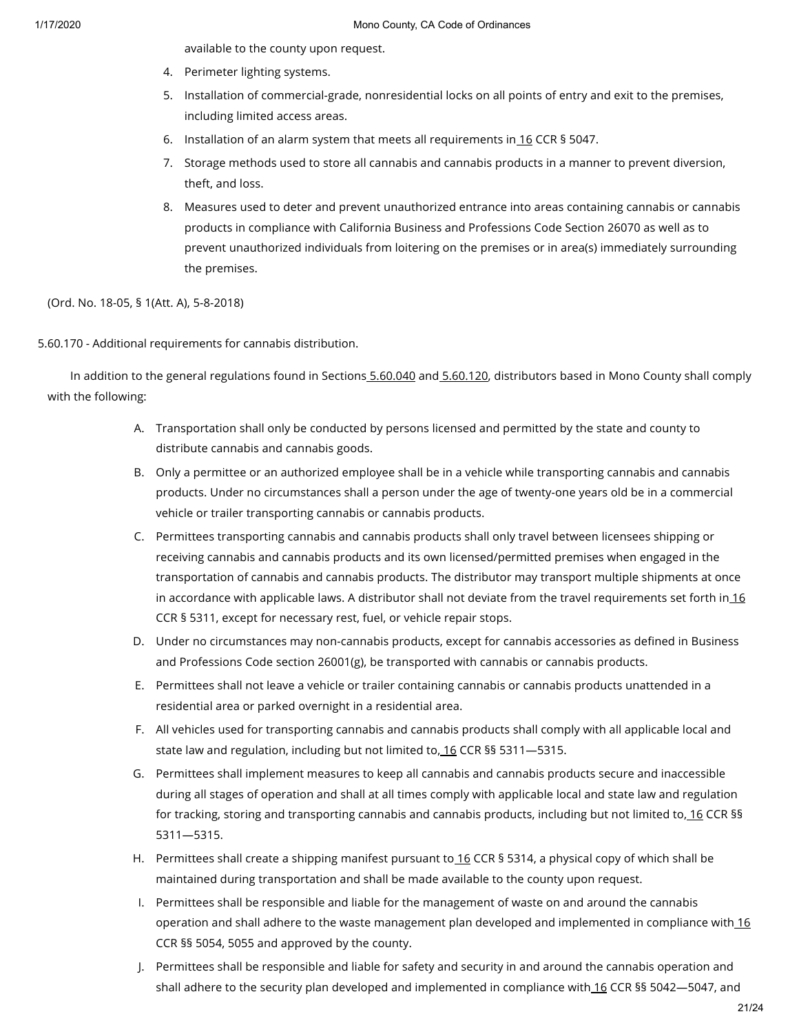available to the county upon request.

4. Perimeter lighting systems.
5. Installation of commercial-grade, nonresidential locks on all points of entry and exit to the premises, including limited access areas.
6. Installation of an alarm system that meets all requirements in 16 CCR § 5047.
7. Storage methods used to store all cannabis and cannabis products in a manner to prevent diversion, theft, and loss.
8. Measures used to deter and prevent unauthorized entrance into areas containing cannabis or cannabis products in compliance with California Business and Professions Code Section 26070 as well as to prevent unauthorized individuals from loitering on the premises or in area(s) immediately surrounding the premises.

(Ord. No. 18-05, § 1(Att. A), 5-8-2018)

5.60.170 - Additional requirements for cannabis distribution.

In addition to the general regulations found in Sections 5.60.040 and 5.60.120, distributors based in Mono County shall comply with the following:

A. Transportation shall only be conducted by persons licensed and permitted by the state and county to distribute cannabis and cannabis goods.
B. Only a permittee or an authorized employee shall be in a vehicle while transporting cannabis and cannabis products. Under no circumstances shall a person under the age of twenty-one years old be in a commercial vehicle or trailer transporting cannabis or cannabis products.
C. Permittees transporting cannabis and cannabis products shall only travel between licensees shipping or receiving cannabis and cannabis products and its own licensed/permitted premises when engaged in the transportation of cannabis and cannabis products. The distributor may transport multiple shipments at once in accordance with applicable laws. A distributor shall not deviate from the travel requirements set forth in 16 CCR § 5311, except for necessary rest, fuel, or vehicle repair stops.
D. Under no circumstances may non-cannabis products, except for cannabis accessories as defined in Business and Professions Code section 26001(g), be transported with cannabis or cannabis products.
E. Permittees shall not leave a vehicle or trailer containing cannabis or cannabis products unattended in a residential area or parked overnight in a residential area.
F. All vehicles used for transporting cannabis and cannabis products shall comply with all applicable local and state law and regulation, including but not limited to, 16 CCR §§ 5311—5315.
G. Permittees shall implement measures to keep all cannabis and cannabis products secure and inaccessible during all stages of operation and shall at all times comply with applicable local and state law and regulation for tracking, storing and transporting cannabis and cannabis products, including but not limited to, 16 CCR §§ 5311—5315.
H. Permittees shall create a shipping manifest pursuant to 16 CCR § 5314, a physical copy of which shall be maintained during transportation and shall be made available to the county upon request.
I. Permittees shall be responsible and liable for the management of waste on and around the cannabis operation and shall adhere to the waste management plan developed and implemented in compliance with 16 CCR §§ 5054, 5055 and approved by the county.
J. Permittees shall be responsible and liable for safety and security in and around the cannabis operation and shall adhere to the security plan developed and implemented in compliance with 16 CCR §§ 5042—5047, and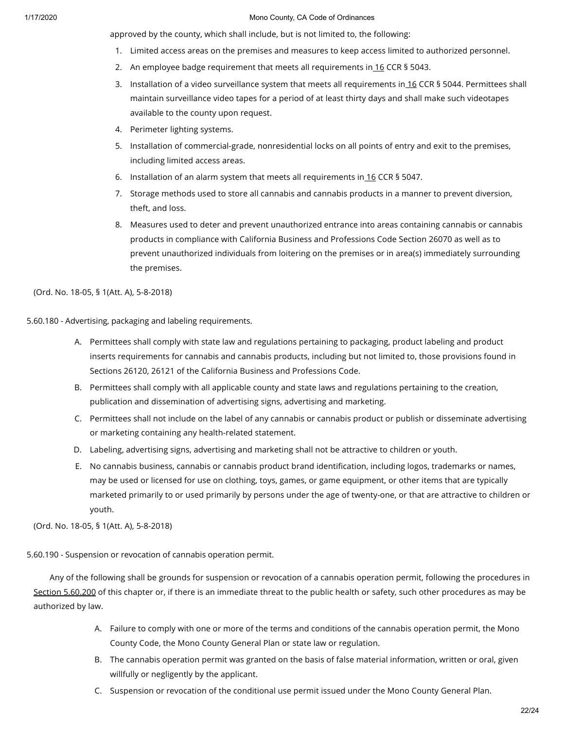approved by the county, which shall include, but is not limited to, the following:

1. Limited access areas on the premises and measures to keep access limited to authorized personnel.
2. An employee badge requirement that meets all requirements in 16 CCR § 5043.
3. Installation of a video surveillance system that meets all requirements in 16 CCR § 5044. Permittees shall maintain surveillance video tapes for a period of at least thirty days and shall make such videotapes available to the county upon request.
4. Perimeter lighting systems.
5. Installation of commercial-grade, nonresidential locks on all points of entry and exit to the premises, including limited access areas.
6. Installation of an alarm system that meets all requirements in 16 CCR § 5047.
7. Storage methods used to store all cannabis and cannabis products in a manner to prevent diversion, theft, and loss.
8. Measures used to deter and prevent unauthorized entrance into areas containing cannabis or cannabis products in compliance with California Business and Professions Code Section 26070 as well as to prevent unauthorized individuals from loitering on the premises or in area(s) immediately surrounding the premises.

(Ord. No. 18-05, § 1(Att. A), 5-8-2018)

5.60.180 - Advertising, packaging and labeling requirements.

A. Permittees shall comply with state law and regulations pertaining to packaging, product labeling and product inserts requirements for cannabis and cannabis products, including but not limited to, those provisions found in Sections 26120, 26121 of the California Business and Professions Code.
B. Permittees shall comply with all applicable county and state laws and regulations pertaining to the creation, publication and dissemination of advertising signs, advertising and marketing.
C. Permittees shall not include on the label of any cannabis or cannabis product or publish or disseminate advertising or marketing containing any health-related statement.
D. Labeling, advertising signs, advertising and marketing shall not be attractive to children or youth.
E. No cannabis business, cannabis or cannabis product brand identification, including logos, trademarks or names, may be used or licensed for use on clothing, toys, games, or game equipment, or other items that are typically marketed primarily to or used primarily by persons under the age of twenty-one, or that are attractive to children or youth.

(Ord. No. 18-05, § 1(Att. A), 5-8-2018)

5.60.190 - Suspension or revocation of cannabis operation permit.

Any of the following shall be grounds for suspension or revocation of a cannabis operation permit, following the procedures in Section 5.60.200 of this chapter or, if there is an immediate threat to the public health or safety, such other procedures as may be authorized by law.

A. Failure to comply with one or more of the terms and conditions of the cannabis operation permit, the Mono County Code, the Mono County General Plan or state law or regulation.
B. The cannabis operation permit was granted on the basis of false material information, written or oral, given willfully or negligently by the applicant.
C. Suspension or revocation of the conditional use permit issued under the Mono County General Plan.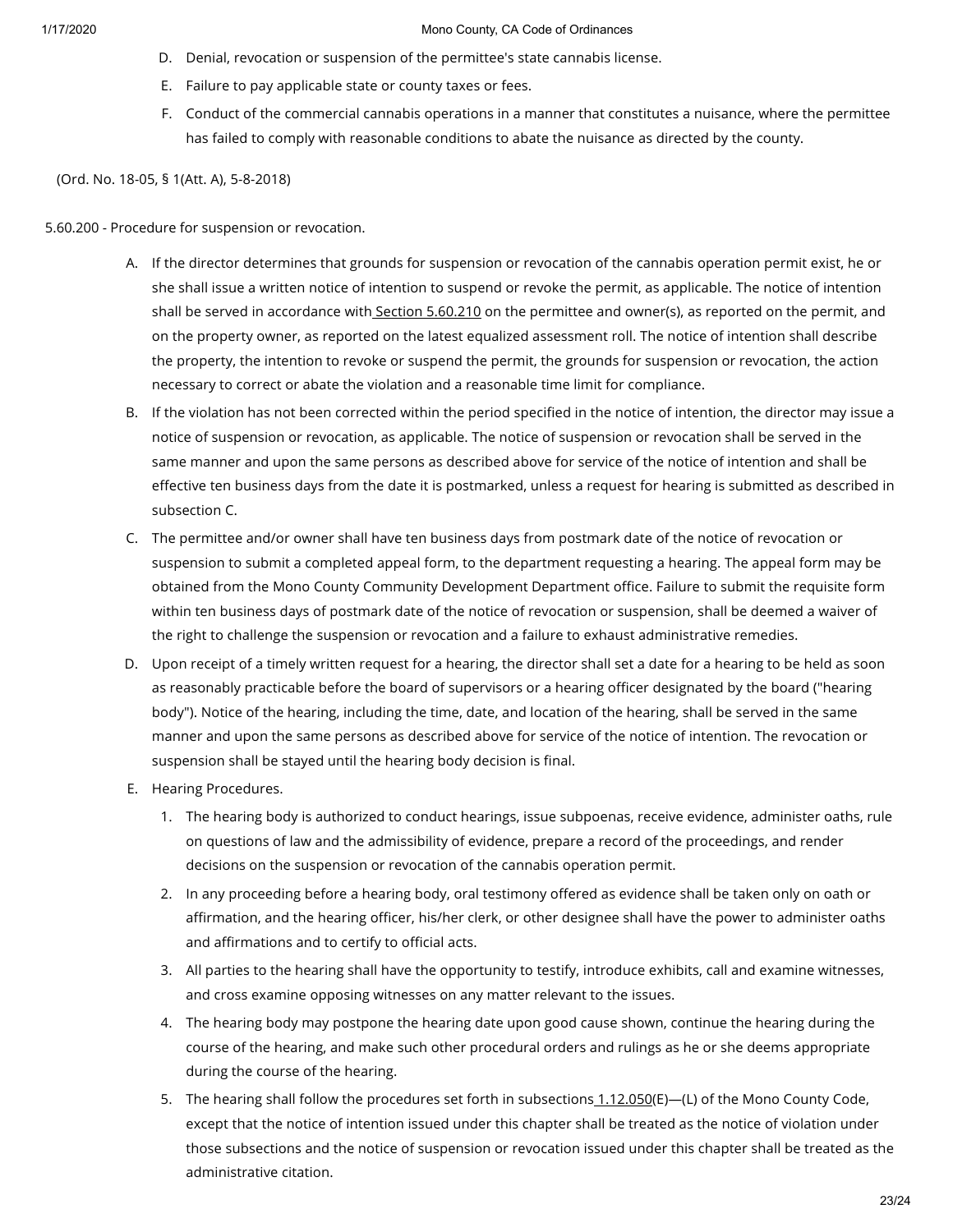D. Denial, revocation or suspension of the permittee's state cannabis license.

E. Failure to pay applicable state or county taxes or fees.

F. Conduct of the commercial cannabis operations in a manner that constitutes a nuisance, where the permittee has failed to comply with reasonable conditions to abate the nuisance as directed by the county.

(Ord. No. 18-05, § 1(Att. A), 5-8-2018)

5.60.200 - Procedure for suspension or revocation.

A. If the director determines that grounds for suspension or revocation of the cannabis operation permit exist, he or she shall issue a written notice of intention to suspend or revoke the permit, as applicable. The notice of intention shall be served in accordance with Section 5.60.210 on the permittee and owner(s), as reported on the permit, and on the property owner, as reported on the latest equalized assessment roll. The notice of intention shall describe the property, the intention to revoke or suspend the permit, the grounds for suspension or revocation, the action necessary to correct or abate the violation and a reasonable time limit for compliance.

B. If the violation has not been corrected within the period specified in the notice of intention, the director may issue a notice of suspension or revocation, as applicable. The notice of suspension or revocation shall be served in the same manner and upon the same persons as described above for service of the notice of intention and shall be effective ten business days from the date it is postmarked, unless a request for hearing is submitted as described in subsection C.

C. The permittee and/or owner shall have ten business days from postmark date of the notice of revocation or suspension to submit a completed appeal form, to the department requesting a hearing. The appeal form may be obtained from the Mono County Community Development Department office. Failure to submit the requisite form within ten business days of postmark date of the notice of revocation or suspension, shall be deemed a waiver of the right to challenge the suspension or revocation and a failure to exhaust administrative remedies.

D. Upon receipt of a timely written request for a hearing, the director shall set a date for a hearing to be held as soon as reasonably practicable before the board of supervisors or a hearing officer designated by the board ("hearing body"). Notice of the hearing, including the time, date, and location of the hearing, shall be served in the same manner and upon the same persons as described above for service of the notice of intention. The revocation or suspension shall be stayed until the hearing body decision is final.

E. Hearing Procedures.

   1. The hearing body is authorized to conduct hearings, issue subpoenas, receive evidence, administer oaths, rule on questions of law and the admissibility of evidence, prepare a record of the proceedings, and render decisions on the suspension or revocation of the cannabis operation permit.

   2. In any proceeding before a hearing body, oral testimony offered as evidence shall be taken only on oath or affirmation, and the hearing officer, his/her clerk, or other designee shall have the power to administer oaths and affirmations and to certify to official acts.

   3. All parties to the hearing shall have the opportunity to testify, introduce exhibits, call and examine witnesses, and cross examine opposing witnesses on any matter relevant to the issues.

   4. The hearing body may postpone the hearing date upon good cause shown, continue the hearing during the course of the hearing, and make such other procedural orders and rulings as he or she deems appropriate during the course of the hearing.

   5. The hearing shall follow the procedures set forth in subsections 1.12.050(E)—(L) of the Mono County Code, except that the notice of intention issued under this chapter shall be treated as the notice of violation under those subsections and the notice of suspension or revocation issued under this chapter shall be treated as the administrative citation.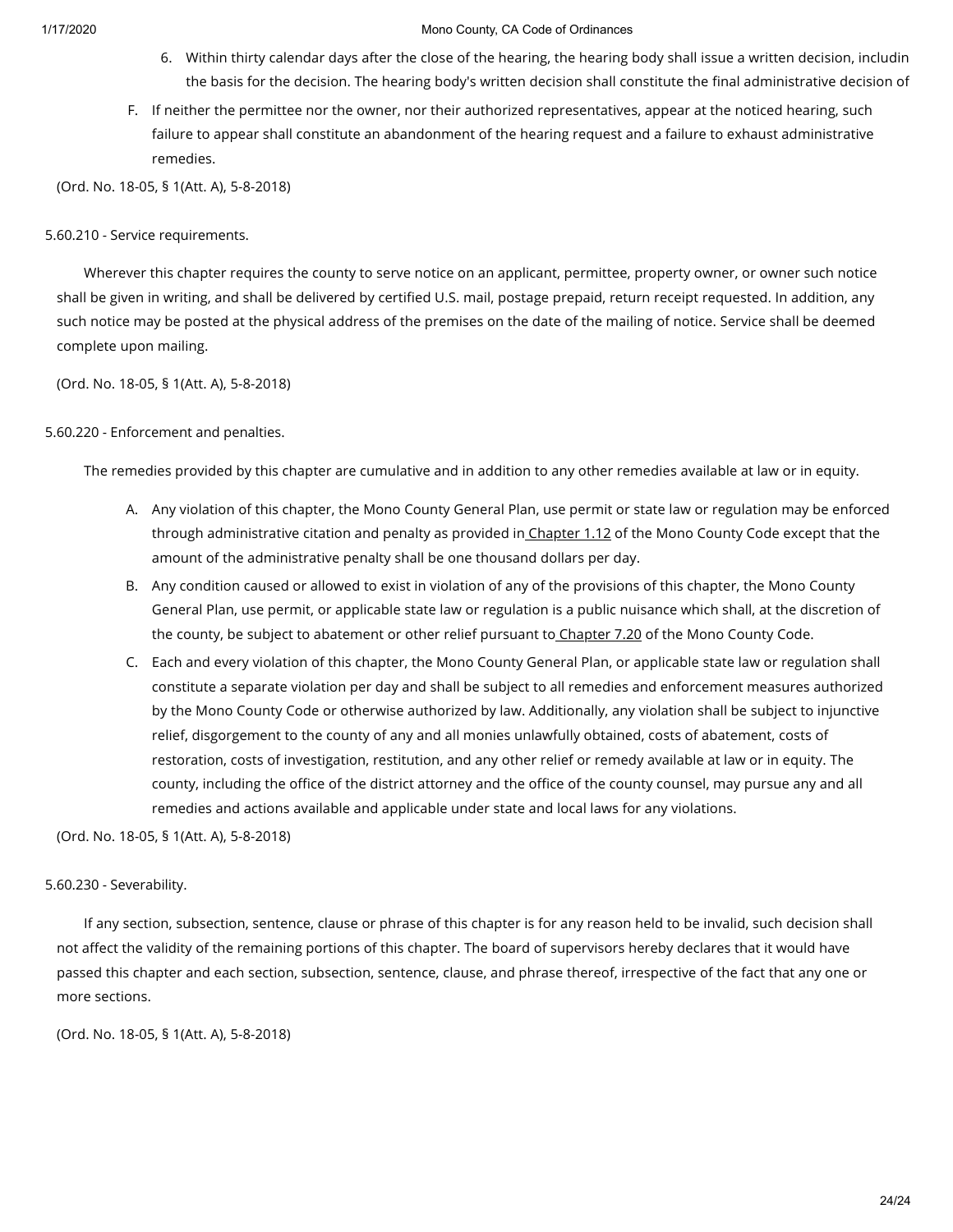6. Within thirty calendar days after the close of the hearing, the hearing body shall issue a written decision, includin the basis for the decision. The hearing body's written decision shall constitute the final administrative decision of

F. If neither the permittee nor the owner, nor their authorized representatives, appear at the noticed hearing, such failure to appear shall constitute an abandonment of the hearing request and a failure to exhaust administrative remedies.

(Ord. No. 18-05, § 1(Att. A), 5-8-2018)

### 5.60.210 - Service requirements.

Wherever this chapter requires the county to serve notice on an applicant, permittee, property owner, or owner such notice shall be given in writing, and shall be delivered by certified U.S. mail, postage prepaid, return receipt requested. In addition, any such notice may be posted at the physical address of the premises on the date of the mailing of notice. Service shall be deemed complete upon mailing.

(Ord. No. 18-05, § 1(Att. A), 5-8-2018)

### 5.60.220 - Enforcement and penalties.

The remedies provided by this chapter are cumulative and in addition to any other remedies available at law or in equity.

A. Any violation of this chapter, the Mono County General Plan, use permit or state law or regulation may be enforced through administrative citation and penalty as provided in Chapter 1.12 of the Mono County Code except that the amount of the administrative penalty shall be one thousand dollars per day.

B. Any condition caused or allowed to exist in violation of any of the provisions of this chapter, the Mono County General Plan, use permit, or applicable state law or regulation is a public nuisance which shall, at the discretion of the county, be subject to abatement or other relief pursuant to Chapter 7.20 of the Mono County Code.

C. Each and every violation of this chapter, the Mono County General Plan, or applicable state law or regulation shall constitute a separate violation per day and shall be subject to all remedies and enforcement measures authorized by the Mono County Code or otherwise authorized by law. Additionally, any violation shall be subject to injunctive relief, disgorgement to the county of any and all monies unlawfully obtained, costs of abatement, costs of restoration, costs of investigation, restitution, and any other relief or remedy available at law or in equity. The county, including the office of the district attorney and the office of the county counsel, may pursue any and all remedies and actions available and applicable under state and local laws for any violations.

(Ord. No. 18-05, § 1(Att. A), 5-8-2018)

### 5.60.230 - Severability.

If any section, subsection, sentence, clause or phrase of this chapter is for any reason held to be invalid, such decision shall not affect the validity of the remaining portions of this chapter. The board of supervisors hereby declares that it would have passed this chapter and each section, subsection, sentence, clause, and phrase thereof, irrespective of the fact that any one or more sections.

(Ord. No. 18-05, § 1(Att. A), 5-8-2018)